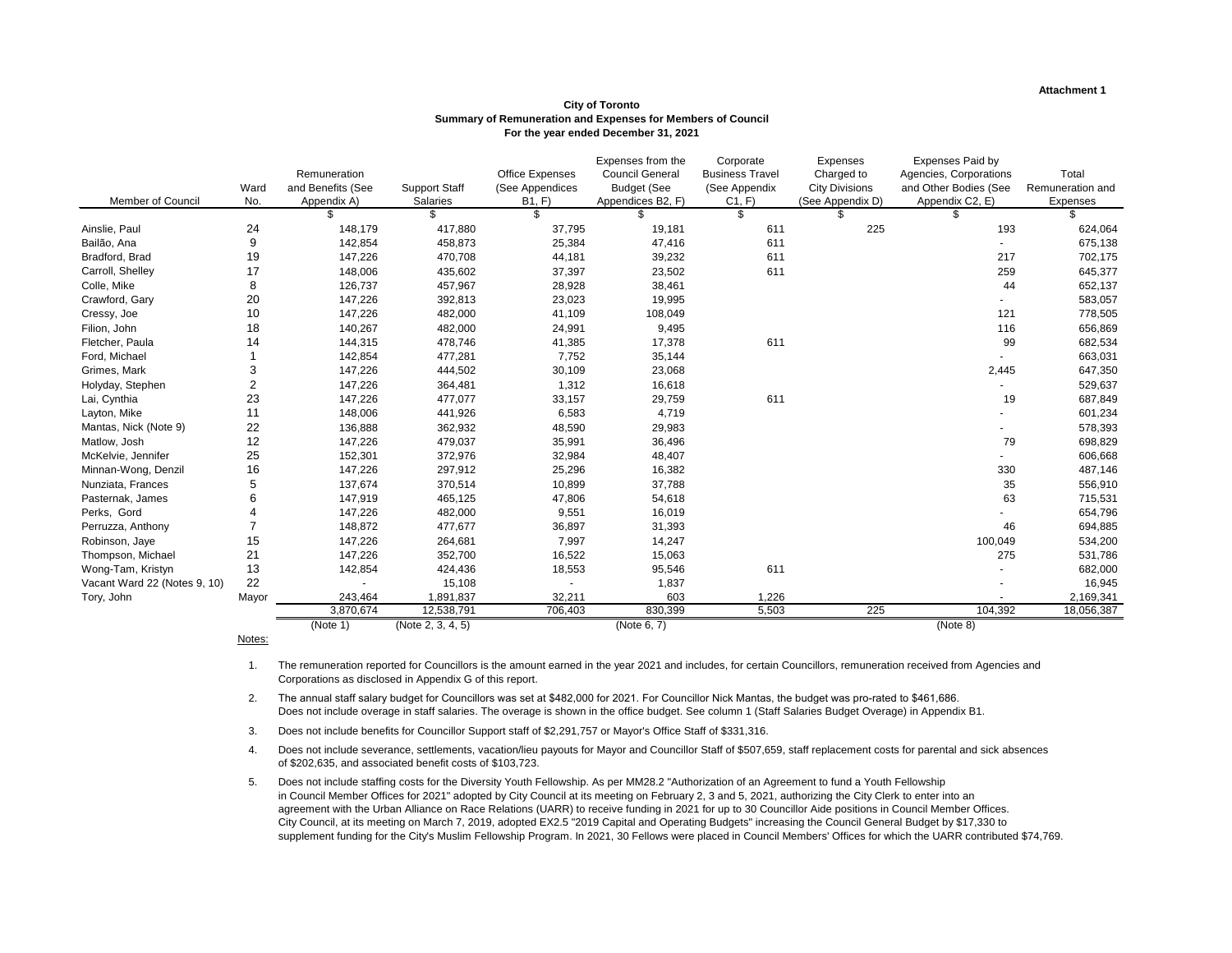**Attachment 1**

**City of Toronto**
**Summary of Remuneration and Expenses for Members of Council**
**For the year ended December 31, 2021**

| Member of Council | Ward No. | Remuneration and Benefits (See Appendix A) | Support Staff Salaries | Office Expenses (See Appendices B1, F) | Expenses from the Council General Budget (See Appendices B2, F) | Corporate Business Travel (See Appendix C1, F) | Expenses Charged to City Divisions (See Appendix D) | Expenses Paid by Agencies, Corporations and Other Bodies (See Appendix C2, E) | Total Remuneration and Expenses |
|---|---|---|---|---|---|---|---|---|---|
| | | $ | $ | $ | $ | $ | $ | $ | $ |
| Ainslie, Paul | 24 | 148,179 | 417,880 | 37,795 | 19,181 | 611 | 225 | 193 | 624,064 |
| Bailão, Ana | 9 | 142,854 | 458,873 | 25,384 | 47,416 | 611 | | - | 675,138 |
| Bradford, Brad | 19 | 147,226 | 470,708 | 44,181 | 39,232 | 611 | | 217 | 702,175 |
| Carroll, Shelley | 17 | 148,006 | 435,602 | 37,397 | 23,502 | 611 | | 259 | 645,377 |
| Colle, Mike | 8 | 126,737 | 457,967 | 28,928 | 38,461 | | | 44 | 652,137 |
| Crawford, Gary | 20 | 147,226 | 392,813 | 23,023 | 19,995 | | | - | 583,057 |
| Cressy, Joe | 10 | 147,226 | 482,000 | 41,109 | 108,049 | | | 121 | 778,505 |
| Filion, John | 18 | 140,267 | 482,000 | 24,991 | 9,495 | | | 116 | 656,869 |
| Fletcher, Paula | 14 | 144,315 | 478,746 | 41,385 | 17,378 | 611 | | 99 | 682,534 |
| Ford, Michael | 1 | 142,854 | 477,281 | 7,752 | 35,144 | | | - | 663,031 |
| Grimes, Mark | 3 | 147,226 | 444,502 | 30,109 | 23,068 | | | 2,445 | 647,350 |
| Holyday, Stephen | 2 | 147,226 | 364,481 | 1,312 | 16,618 | | | - | 529,637 |
| Lai, Cynthia | 23 | 147,226 | 477,077 | 33,157 | 29,759 | 611 | | 19 | 687,849 |
| Layton, Mike | 11 | 148,006 | 441,926 | 6,583 | 4,719 | | | - | 601,234 |
| Mantas, Nick (Note 9) | 22 | 136,888 | 362,932 | 48,590 | 29,983 | | | - | 578,393 |
| Matlow, Josh | 12 | 147,226 | 479,037 | 35,991 | 36,496 | | | 79 | 698,829 |
| McKelvie, Jennifer | 25 | 152,301 | 372,976 | 32,984 | 48,407 | | | - | 606,668 |
| Minnan-Wong, Denzil | 16 | 147,226 | 297,912 | 25,296 | 16,382 | | | 330 | 487,146 |
| Nunziata, Frances | 5 | 137,674 | 370,514 | 10,899 | 37,788 | | | 35 | 556,910 |
| Pasternak, James | 6 | 147,919 | 465,125 | 47,806 | 54,618 | | | 63 | 715,531 |
| Perks, Gord | 4 | 147,226 | 482,000 | 9,551 | 16,019 | | | - | 654,796 |
| Perruzza, Anthony | 7 | 148,872 | 477,677 | 36,897 | 31,393 | | | 46 | 694,885 |
| Robinson, Jaye | 15 | 147,226 | 264,681 | 7,997 | 14,247 | | | 100,049 | 534,200 |
| Thompson, Michael | 21 | 147,226 | 352,700 | 16,522 | 15,063 | | | 275 | 531,786 |
| Wong-Tam, Kristyn | 13 | 142,854 | 424,436 | 18,553 | 95,546 | 611 | | - | 682,000 |
| Vacant Ward 22 (Notes 9, 10) | 22 | - | 15,108 | - | 1,837 | | | - | 16,945 |
| Tory, John | Mayor | 243,464 | 1,891,837 | 32,211 | 603 | 1,226 | | - | 2,169,341 |
| | | 3,870,674 | 12,538,791 | 706,403 | 830,399 | 5,503 | 225 | 104,392 | 18,056,387 |
| | | (Note 1) | (Note 2, 3, 4, 5) | | (Note 6, 7) | | | (Note 8) | |

Notes:

1. The remuneration reported for Councillors is the amount earned in the year 2021 and includes, for certain Councillors, remuneration received from Agencies and Corporations as disclosed in Appendix G of this report.

2. The annual staff salary budget for Councillors was set at $482,000 for 2021. For Councillor Nick Mantas, the budget was pro-rated to $461,686. Does not include overage in staff salaries. The overage is shown in the office budget. See column 1 (Staff Salaries Budget Overage) in Appendix B1.

3. Does not include benefits for Councillor Support staff of $2,291,757 or Mayor's Office Staff of $331,316.

4. Does not include severance, settlements, vacation/lieu payouts for Mayor and Councillor Staff of $507,659, staff replacement costs for parental and sick absences of $202,635, and associated benefit costs of $103,723.

5. Does not include staffing costs for the Diversity Youth Fellowship. As per MM28.2 "Authorization of an Agreement to fund a Youth Fellowship in Council Member Offices for 2021" adopted by City Council at its meeting on February 2, 3 and 5, 2021, authorizing the City Clerk to enter into an agreement with the Urban Alliance on Race Relations (UARR) to receive funding in 2021 for up to 30 Councillor Aide positions in Council Member Offices. City Council, at its meeting on March 7, 2019, adopted EX2.5 "2019 Capital and Operating Budgets" increasing the Council General Budget by $17,330 to supplement funding for the City's Muslim Fellowship Program. In 2021, 30 Fellows were placed in Council Members' Offices for which the UARR contributed $74,769.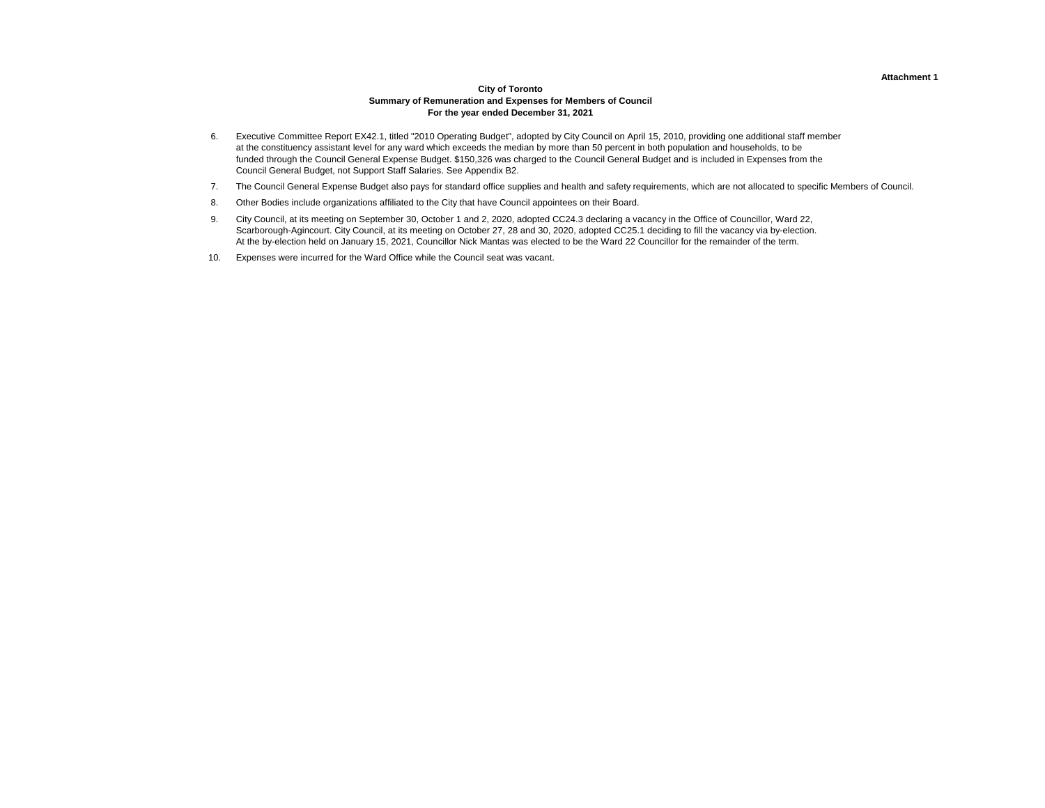Attachment 1

**City of Toronto**
**Summary of Remuneration and Expenses for Members of Council**
**For the year ended December 31, 2021**

6. Executive Committee Report EX42.1, titled "2010 Operating Budget", adopted by City Council on April 15, 2010, providing one additional staff member at the constituency assistant level for any ward which exceeds the median by more than 50 percent in both population and households, to be funded through the Council General Expense Budget. $150,326 was charged to the Council General Budget and is included in Expenses from the Council General Budget, not Support Staff Salaries. See Appendix B2.

7. The Council General Expense Budget also pays for standard office supplies and health and safety requirements, which are not allocated to specific Members of Council.

8. Other Bodies include organizations affiliated to the City that have Council appointees on their Board.

9. City Council, at its meeting on September 30, October 1 and 2, 2020, adopted CC24.3 declaring a vacancy in the Office of Councillor, Ward 22, Scarborough-Agincourt. City Council, at its meeting on October 27, 28 and 30, 2020, adopted CC25.1 deciding to fill the vacancy via by-election. At the by-election held on January 15, 2021, Councillor Nick Mantas was elected to be the Ward 22 Councillor for the remainder of the term.

10. Expenses were incurred for the Ward Office while the Council seat was vacant.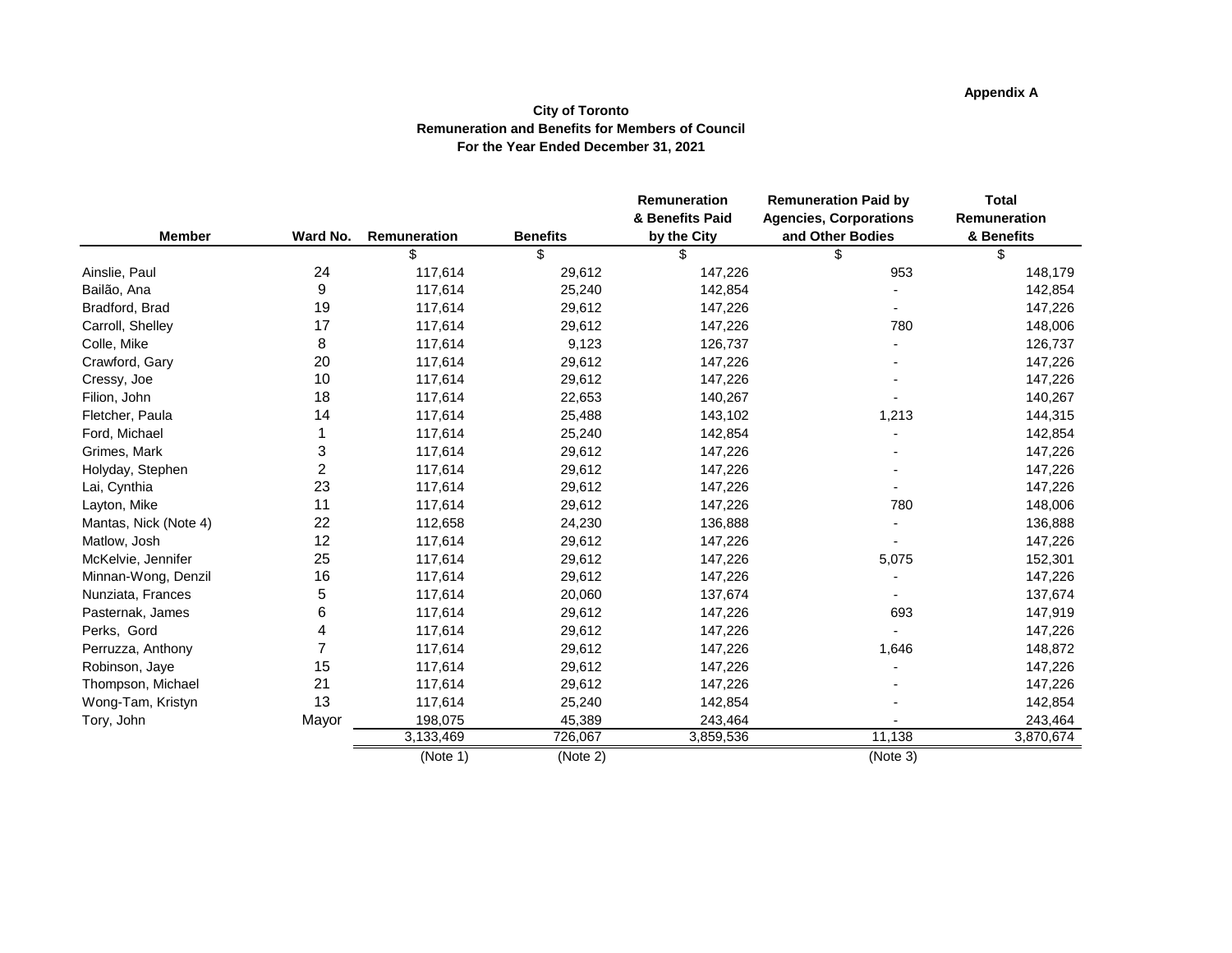**Appendix A**

**City of Toronto**
**Remuneration and Benefits for Members of Council**
**For the Year Ended December 31, 2021**

| Member | Ward No. | Remuneration | Benefits | Remuneration & Benefits Paid by the City | Remuneration Paid by Agencies, Corporations and Other Bodies | Total Remuneration & Benefits |
|---|---|---|---|---|---|---|
| | | $ | $ | $ | $ | $ |
| Ainslie, Paul | 24 | 117,614 | 29,612 | 147,226 | 953 | 148,179 |
| Bailão, Ana | 9 | 117,614 | 25,240 | 142,854 | - | 142,854 |
| Bradford, Brad | 19 | 117,614 | 29,612 | 147,226 | - | 147,226 |
| Carroll, Shelley | 17 | 117,614 | 29,612 | 147,226 | 780 | 148,006 |
| Colle, Mike | 8 | 117,614 | 9,123 | 126,737 | - | 126,737 |
| Crawford, Gary | 20 | 117,614 | 29,612 | 147,226 | - | 147,226 |
| Cressy, Joe | 10 | 117,614 | 29,612 | 147,226 | - | 147,226 |
| Filion, John | 18 | 117,614 | 22,653 | 140,267 | - | 140,267 |
| Fletcher, Paula | 14 | 117,614 | 25,488 | 143,102 | 1,213 | 144,315 |
| Ford, Michael | 1 | 117,614 | 25,240 | 142,854 | - | 142,854 |
| Grimes, Mark | 3 | 117,614 | 29,612 | 147,226 | - | 147,226 |
| Holyday, Stephen | 2 | 117,614 | 29,612 | 147,226 | - | 147,226 |
| Lai, Cynthia | 23 | 117,614 | 29,612 | 147,226 | - | 147,226 |
| Layton, Mike | 11 | 117,614 | 29,612 | 147,226 | 780 | 148,006 |
| Mantas, Nick (Note 4) | 22 | 112,658 | 24,230 | 136,888 | - | 136,888 |
| Matlow, Josh | 12 | 117,614 | 29,612 | 147,226 | - | 147,226 |
| McKelvie, Jennifer | 25 | 117,614 | 29,612 | 147,226 | 5,075 | 152,301 |
| Minnan-Wong, Denzil | 16 | 117,614 | 29,612 | 147,226 | - | 147,226 |
| Nunziata, Frances | 5 | 117,614 | 20,060 | 137,674 | - | 137,674 |
| Pasternak, James | 6 | 117,614 | 29,612 | 147,226 | 693 | 147,919 |
| Perks, Gord | 4 | 117,614 | 29,612 | 147,226 | - | 147,226 |
| Perruzza, Anthony | 7 | 117,614 | 29,612 | 147,226 | 1,646 | 148,872 |
| Robinson, Jaye | 15 | 117,614 | 29,612 | 147,226 | - | 147,226 |
| Thompson, Michael | 21 | 117,614 | 29,612 | 147,226 | - | 147,226 |
| Wong-Tam, Kristyn | 13 | 117,614 | 25,240 | 142,854 | - | 142,854 |
| Tory, John | Mayor | 198,075 | 45,389 | 243,464 | - | 243,464 |
| | | 3,133,469 | 726,067 | 3,859,536 | 11,138 | 3,870,674 |
| | | (Note 1) | (Note 2) | | (Note 3) | |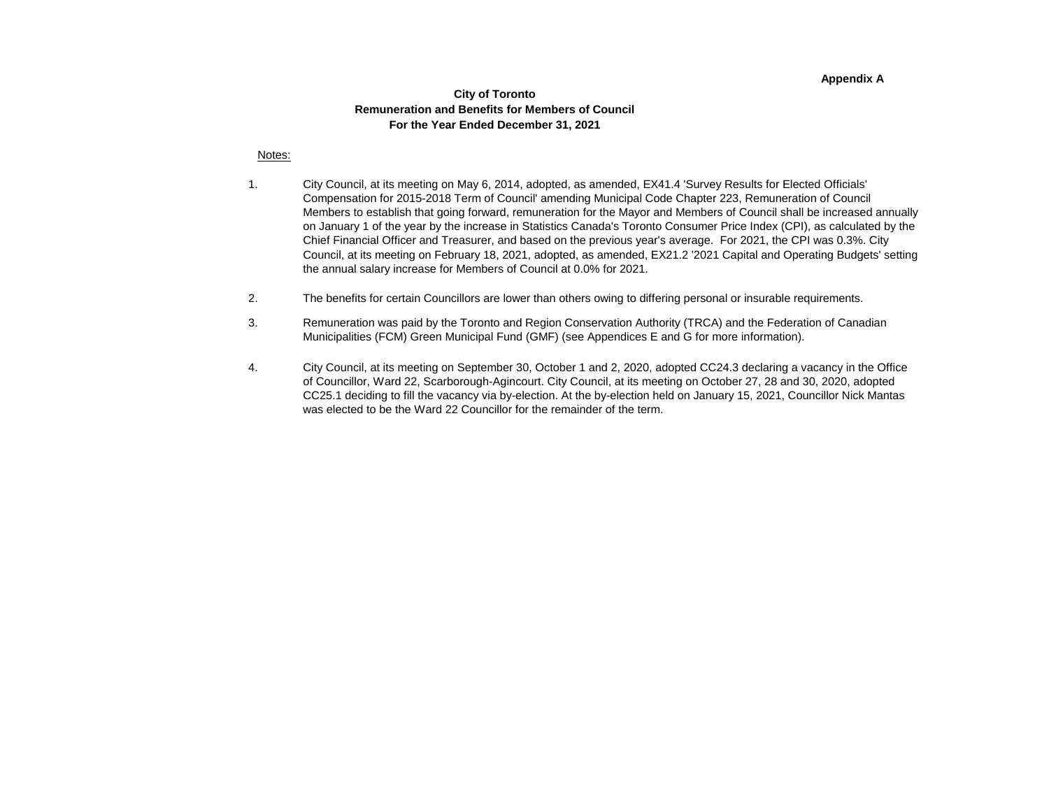**Appendix A**

**City of Toronto**
**Remuneration and Benefits for Members of Council**
**For the Year Ended December 31, 2021**

Notes:

1. City Council, at its meeting on May 6, 2014, adopted, as amended, EX41.4 'Survey Results for Elected Officials' Compensation for 2015-2018 Term of Council' amending Municipal Code Chapter 223, Remuneration of Council Members to establish that going forward, remuneration for the Mayor and Members of Council shall be increased annually on January 1 of the year by the increase in Statistics Canada's Toronto Consumer Price Index (CPI), as calculated by the Chief Financial Officer and Treasurer, and based on the previous year's average. For 2021, the CPI was 0.3%. City Council, at its meeting on February 18, 2021, adopted, as amended, EX21.2 '2021 Capital and Operating Budgets' setting the annual salary increase for Members of Council at 0.0% for 2021.

2. The benefits for certain Councillors are lower than others owing to differing personal or insurable requirements.

3. Remuneration was paid by the Toronto and Region Conservation Authority (TRCA) and the Federation of Canadian Municipalities (FCM) Green Municipal Fund (GMF) (see Appendices E and G for more information).

4. City Council, at its meeting on September 30, October 1 and 2, 2020, adopted CC24.3 declaring a vacancy in the Office of Councillor, Ward 22, Scarborough-Agincourt. City Council, at its meeting on October 27, 28 and 30, 2020, adopted CC25.1 deciding to fill the vacancy via by-election. At the by-election held on January 15, 2021, Councillor Nick Mantas was elected to be the Ward 22 Councillor for the remainder of the term.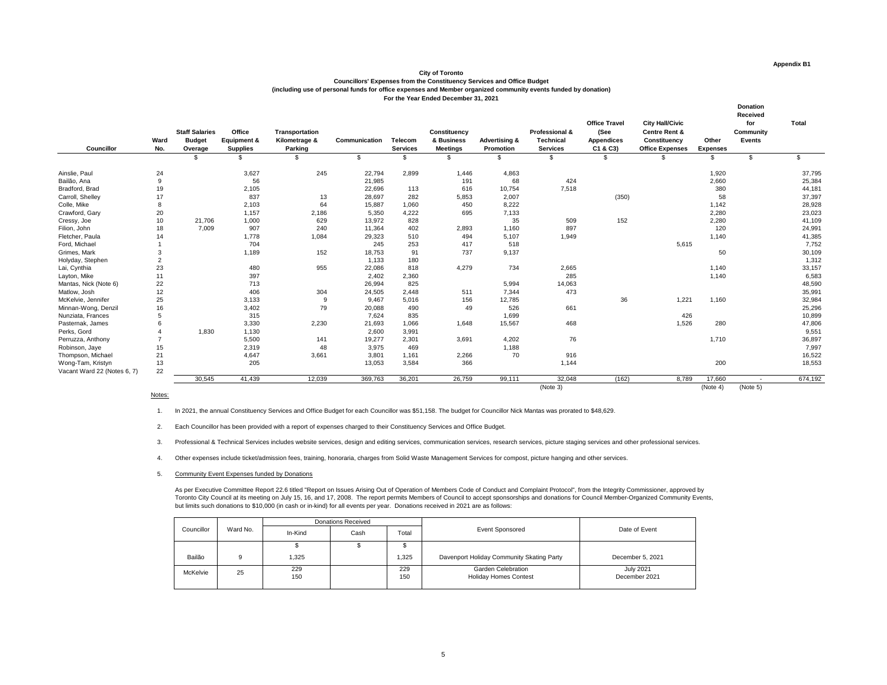**Appendix B1**

**City of Toronto**
**Councillors' Expenses from the Constituency Services and Office Budget**
**(including use of personal funds for office expenses and Member organized community events funded by donation)**
**For the Year Ended December 31, 2021**

| Councillor | Ward No. | Staff Salaries Budget Overage | Office Equipment & Supplies | Transportation Kilometrage & Parking | Communication | Telecom Services | Constituency & Business Meetings | Advertising & Promotion | Professional & Technical Services | Office Travel (See Appendices C1 & C3) | City Hall/Civic Centre Rent & Constituency Office Expenses | Other Expenses | Donation Received for Community Events | Total |
|---|---|---|---|---|---|---|---|---|---|---|---|---|---|---|
| | | $ | $ | $ | $ | $ | $ | $ | $ | $ | $ | $ | $ | $ |
| Ainslie, Paul | 24 | | 3,627 | 245 | 22,794 | 2,899 | 1,446 | 4,863 | | | | 1,920 | | 37,795 |
| Bailão, Ana | 9 | | 56 | | 21,985 | | 191 | 68 | 424 | | | 2,660 | | 25,384 |
| Bradford, Brad | 19 | | 2,105 | | 22,696 | 113 | 616 | 10,754 | 7,518 | | | 380 | | 44,181 |
| Carroll, Shelley | 17 | | 837 | 13 | 28,697 | 282 | 5,853 | 2,007 | | (350) | | 58 | | 37,397 |
| Colle, Mike | 8 | | 2,103 | 64 | 15,887 | 1,060 | 450 | 8,222 | | | | 1,142 | | 28,928 |
| Crawford, Gary | 20 | | 1,157 | 2,186 | 5,350 | 4,222 | 695 | 7,133 | | | | 2,280 | | 23,023 |
| Cressy, Joe | 10 | 21,706 | 1,000 | 629 | 13,972 | 828 | | 35 | 509 | 152 | | 2,280 | | 41,109 |
| Filion, John | 18 | 7,009 | 907 | 240 | 11,364 | 402 | 2,893 | 1,160 | 897 | | | 120 | | 24,991 |
| Fletcher, Paula | 14 | | 1,778 | 1,084 | 29,323 | 510 | 494 | 5,107 | 1,949 | | | 1,140 | | 41,385 |
| Ford, Michael | 1 | | 704 | | 245 | 253 | 417 | 518 | | | 5,615 | | | 7,752 |
| Grimes, Mark | 3 | | 1,189 | 152 | 18,753 | 91 | 737 | 9,137 | | | | 50 | | 30,109 |
| Holyday, Stephen | 2 | | | | 1,133 | 180 | | | | | | | | 1,312 |
| Lai, Cynthia | 23 | | 480 | 955 | 22,086 | 818 | 4,279 | 734 | 2,665 | | | 1,140 | | 33,157 |
| Layton, Mike | 11 | | 397 | | 2,402 | 2,360 | | | 285 | | | 1,140 | | 6,583 |
| Mantas, Nick (Note 6) | 22 | | 713 | | 26,994 | 825 | | 5,994 | 14,063 | | | | | 48,590 |
| Matlow, Josh | 12 | | 406 | 304 | 24,505 | 2,448 | 511 | 7,344 | 473 | | | | | 35,991 |
| McKelvie, Jennifer | 25 | | 3,133 | 9 | 9,467 | 5,016 | 156 | 12,785 | | 36 | 1,221 | 1,160 | | 32,984 |
| Minnan-Wong, Denzil | 16 | | 3,402 | 79 | 20,088 | 490 | 49 | 526 | 661 | | | | | 25,296 |
| Nunziata, Frances | 5 | | 315 | | 7,624 | 835 | | 1,699 | | | 426 | | | 10,899 |
| Pasternak, James | 6 | | 3,330 | 2,230 | 21,693 | 1,066 | 1,648 | 15,567 | 468 | | 1,526 | 280 | | 47,806 |
| Perks, Gord | 4 | 1,830 | 1,130 | | 2,600 | 3,991 | | | | | | | | 9,551 |
| Perruzza, Anthony | 7 | | 5,500 | 141 | 19,277 | 2,301 | 3,691 | 4,202 | 76 | | | 1,710 | | 36,897 |
| Robinson, Jaye | 15 | | 2,319 | 48 | 3,975 | 469 | | 1,188 | | | | | | 7,997 |
| Thompson, Michael | 21 | | 4,647 | 3,661 | 3,801 | 1,161 | 2,266 | 70 | 916 | | | | | 16,522 |
| Wong-Tam, Kristyn | 13 | | 205 | | 13,053 | 3,584 | 366 | | 1,144 | | | 200 | | 18,553 |
| Vacant Ward 22 (Notes 6, 7) | 22 | | | | | | | | | | | | | |
| | | 30,545 | 41,439 | 12,039 | 369,763 | 36,201 | 26,759 | 99,111 | 32,048 | (162) | 8,789 | 17,660 | - | 674,192 |
| | | | | | | | | | (Note 3) | | | (Note 4) | (Note 5) | |

Notes:

1. In 2021, the annual Constituency Services and Office Budget for each Councillor was $51,158. The budget for Councillor Nick Mantas was prorated to $48,629.

2. Each Councillor has been provided with a report of expenses charged to their Constituency Services and Office Budget.

3. Professional & Technical Services includes website services, design and editing services, communication services, research services, picture staging services and other professional services.

4. Other expenses include ticket/admission fees, training, honoraria, charges from Solid Waste Management Services for compost, picture hanging and other services.

5. Community Event Expenses funded by Donations

As per Executive Committee Report 22.6 titled "Report on Issues Arising Out of Operation of Members Code of Conduct and Complaint Protocol", from the Integrity Commissioner, approved by Toronto City Council at its meeting on July 15, 16, and 17, 2008. The report permits Members of Council to accept sponsorships and donations for Council Member-Organized Community Events, but limits such donations to $10,000 (in cash or in-kind) for all events per year. Donations received in 2021 are as follows:

| Councillor | Ward No. | Donations Received | | | Event Sponsored | Date of Event |
|---|---|---|---|---|---|---|
| | | In-Kind | Cash | Total | | |
| | | $ | $ | $ | | |
| Bailão | 9 | 1,325 | | 1,325 | Davenport Holiday Community Skating Party | December 5, 2021 |
| McKelvie | 25 | 229<br>150 | | 229<br>150 | Garden Celebration<br>Holiday Homes Contest | July 2021<br>December 2021 |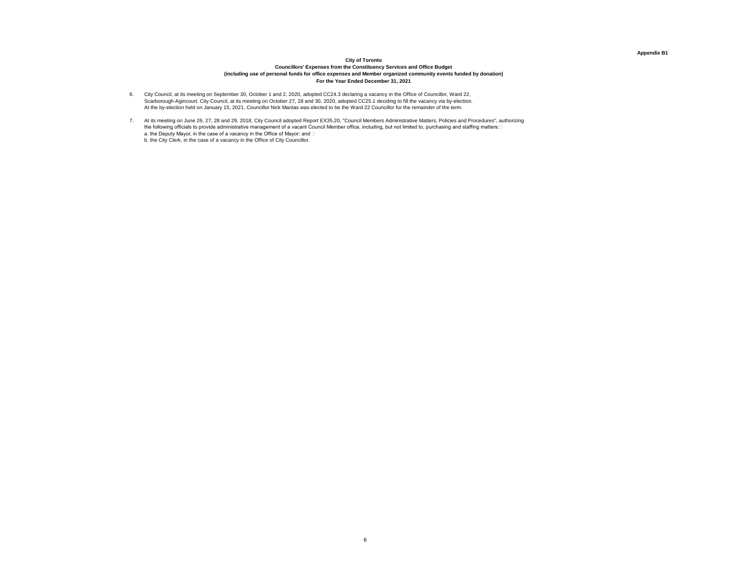Appendix B1

**City of Toronto**
**Councillors' Expenses from the Constituency Services and Office Budget**
**(including use of personal funds for office expenses and Member organized community events funded by donation)**
**For the Year Ended December 31, 2021**

6. City Council, at its meeting on September 30, October 1 and 2, 2020, adopted CC24.3 declaring a vacancy in the Office of Councillor, Ward 22, Scarborough-Agincourt. City Council, at its meeting on October 27, 28 and 30, 2020, adopted CC25.1 deciding to fill the vacancy via by-election. At the by-election held on January 15, 2021, Councillor Nick Mantas was elected to be the Ward 22 Councillor for the remainder of the term.

7. At its meeting on June 26, 27, 28 and 29, 2018, City Council adopted Report EX35.20, "Council Members Administrative Matters, Policies and Procedures", authorizing the following officials to provide administrative management of a vacant Council Member office, including, but not limited to, purchasing and staffing matters:
   a. the Deputy Mayor, in the case of a vacancy in the Office of Mayor; and
   b. the City Clerk, in the case of a vacancy in the Office of City Councillor.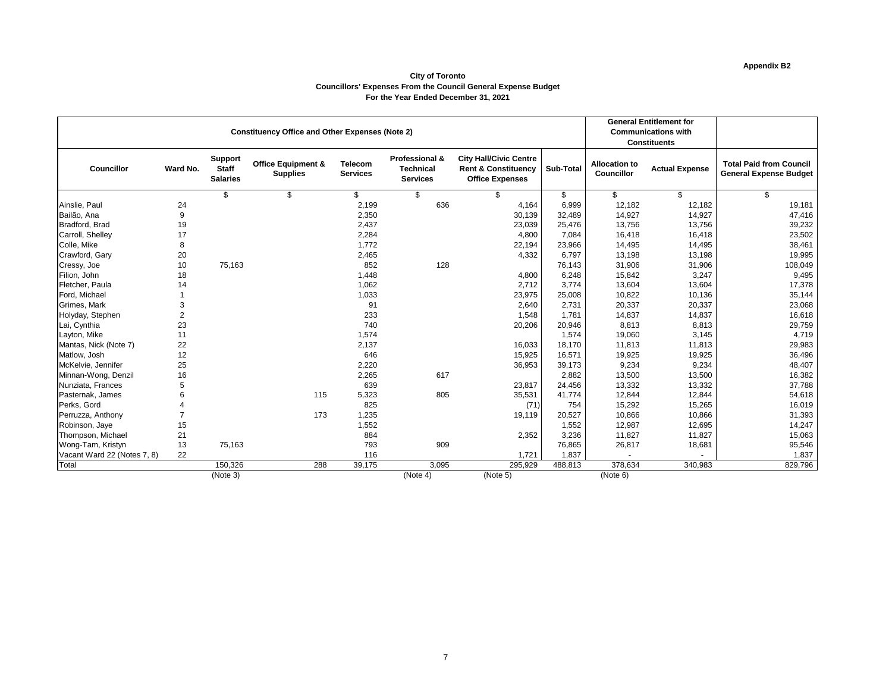Appendix B2

**City of Toronto**
**Councillors' Expenses From the Council General Expense Budget**
**For the Year Ended December 31, 2021**

| | | Constituency Office and Other Expenses (Note 2) | | | | | | General Entitlement for Communications with Constituents | | |
|---|---|---|---|---|---|---|---|---|---|---|
| **Councillor** | **Ward No.** | **Support Staff Salaries** | **Office Equipment & Supplies** | **Telecom Services** | **Professional & Technical Services** | **City Hall/Civic Centre Rent & Constituency Office Expenses** | **Sub-Total** | **Allocation to Councillor** | **Actual Expense** | **Total Paid from Council General Expense Budget** |
| | | $ | $ | $ | $ | $ | $ | $ | $ | $ |
| Ainslie, Paul | 24 | | | 2,199 | 636 | 4,164 | 6,999 | 12,182 | 12,182 | 19,181 |
| Bailão, Ana | 9 | | | 2,350 | | 30,139 | 32,489 | 14,927 | 14,927 | 47,416 |
| Bradford, Brad | 19 | | | 2,437 | | 23,039 | 25,476 | 13,756 | 13,756 | 39,232 |
| Carroll, Shelley | 17 | | | 2,284 | | 4,800 | 7,084 | 16,418 | 16,418 | 23,502 |
| Colle, Mike | 8 | | | 1,772 | | 22,194 | 23,966 | 14,495 | 14,495 | 38,461 |
| Crawford, Gary | 20 | | | 2,465 | | 4,332 | 6,797 | 13,198 | 13,198 | 19,995 |
| Cressy, Joe | 10 | 75,163 | | 852 | 128 | | 76,143 | 31,906 | 31,906 | 108,049 |
| Filion, John | 18 | | | 1,448 | | 4,800 | 6,248 | 15,842 | 3,247 | 9,495 |
| Fletcher, Paula | 14 | | | 1,062 | | 2,712 | 3,774 | 13,604 | 13,604 | 17,378 |
| Ford, Michael | 1 | | | 1,033 | | 23,975 | 25,008 | 10,822 | 10,136 | 35,144 |
| Grimes, Mark | 3 | | | 91 | | 2,640 | 2,731 | 20,337 | 20,337 | 23,068 |
| Holyday, Stephen | 2 | | | 233 | | 1,548 | 1,781 | 14,837 | 14,837 | 16,618 |
| Lai, Cynthia | 23 | | | 740 | | 20,206 | 20,946 | 8,813 | 8,813 | 29,759 |
| Layton, Mike | 11 | | | 1,574 | | | 1,574 | 19,060 | 3,145 | 4,719 |
| Mantas, Nick (Note 7) | 22 | | | 2,137 | | 16,033 | 18,170 | 11,813 | 11,813 | 29,983 |
| Matlow, Josh | 12 | | | 646 | | 15,925 | 16,571 | 19,925 | 19,925 | 36,496 |
| McKelvie, Jennifer | 25 | | | 2,220 | | 36,953 | 39,173 | 9,234 | 9,234 | 48,407 |
| Minnan-Wong, Denzil | 16 | | | 2,265 | 617 | | 2,882 | 13,500 | 13,500 | 16,382 |
| Nunziata, Frances | 5 | | | 639 | | 23,817 | 24,456 | 13,332 | 13,332 | 37,788 |
| Pasternak, James | 6 | | 115 | 5,323 | 805 | 35,531 | 41,774 | 12,844 | 12,844 | 54,618 |
| Perks, Gord | 4 | | | 825 | | (71) | 754 | 15,292 | 15,265 | 16,019 |
| Perruzza, Anthony | 7 | | 173 | 1,235 | | 19,119 | 20,527 | 10,866 | 10,866 | 31,393 |
| Robinson, Jaye | 15 | | | 1,552 | | | 1,552 | 12,987 | 12,695 | 14,247 |
| Thompson, Michael | 21 | | | 884 | | 2,352 | 3,236 | 11,827 | 11,827 | 15,063 |
| Wong-Tam, Kristyn | 13 | 75,163 | | 793 | 909 | | 76,865 | 26,817 | 18,681 | 95,546 |
| Vacant Ward 22 (Notes 7, 8) | 22 | | | 116 | | 1,721 | 1,837 | - | - | 1,837 |
| Total | | 150,326 | 288 | 39,175 | 3,095 | 295,929 | 488,813 | 378,634 | 340,983 | 829,796 |
| | | (Note 3) | | | (Note 4) | (Note 5) | | (Note 6) | | |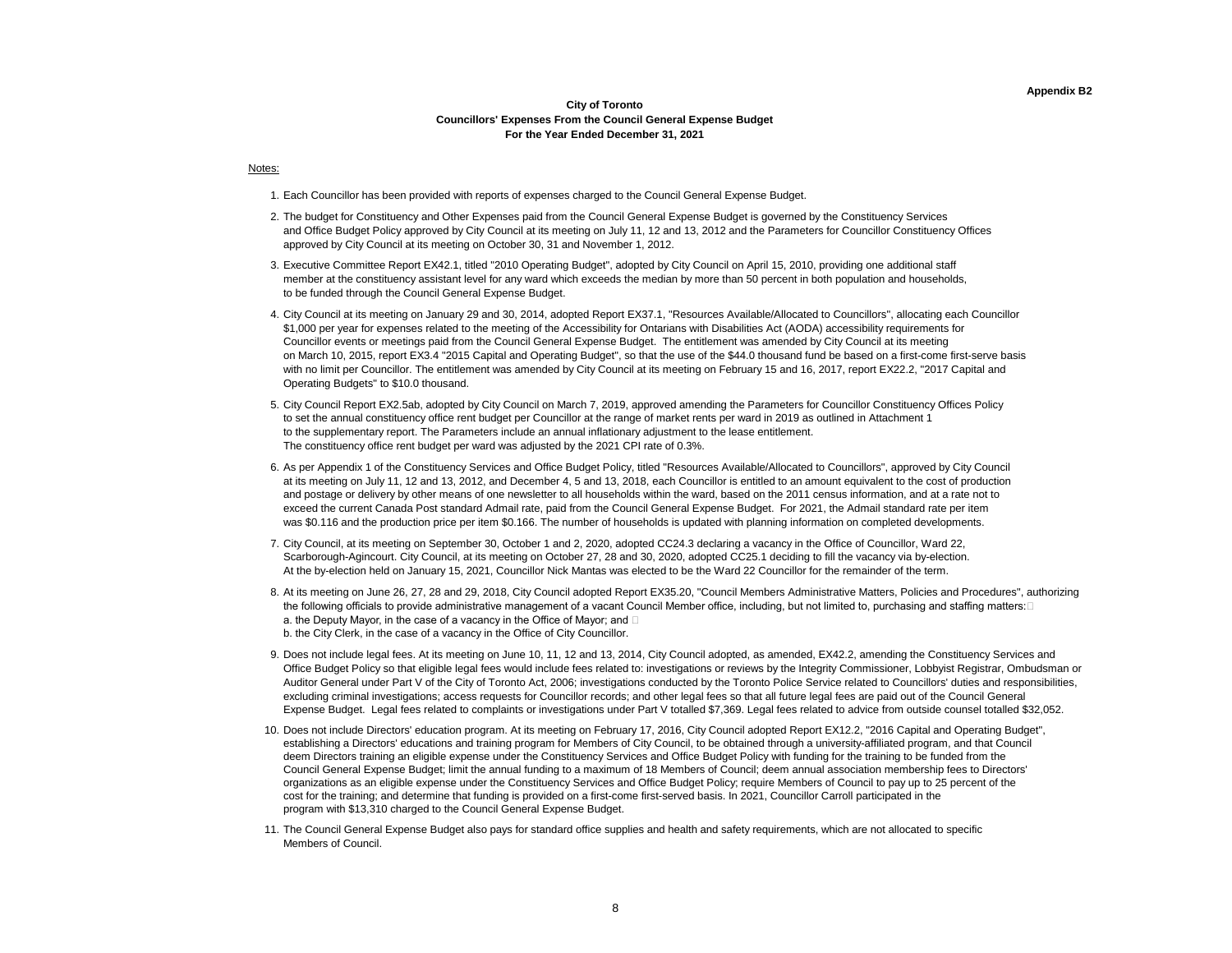Appendix B2

**City of Toronto**
**Councillors' Expenses From the Council General Expense Budget**
**For the Year Ended December 31, 2021**

Notes:

1. Each Councillor has been provided with reports of expenses charged to the Council General Expense Budget.

2. The budget for Constituency and Other Expenses paid from the Council General Expense Budget is governed by the Constituency Services and Office Budget Policy approved by City Council at its meeting on July 11, 12 and 13, 2012 and the Parameters for Councillor Constituency Offices approved by City Council at its meeting on October 30, 31 and November 1, 2012.

3. Executive Committee Report EX42.1, titled "2010 Operating Budget", adopted by City Council on April 15, 2010, providing one additional staff member at the constituency assistant level for any ward which exceeds the median by more than 50 percent in both population and households, to be funded through the Council General Expense Budget.

4. City Council at its meeting on January 29 and 30, 2014, adopted Report EX37.1, "Resources Available/Allocated to Councillors", allocating each Councillor $1,000 per year for expenses related to the meeting of the Accessibility for Ontarians with Disabilities Act (AODA) accessibility requirements for Councillor events or meetings paid from the Council General Expense Budget. The entitlement was amended by City Council at its meeting on March 10, 2015, report EX3.4 "2015 Capital and Operating Budget", so that the use of the $44.0 thousand fund be based on a first-come first-serve basis with no limit per Councillor. The entitlement was amended by City Council at its meeting on February 15 and 16, 2017, report EX22.2, "2017 Capital and Operating Budgets" to $10.0 thousand.

5. City Council Report EX2.5ab, adopted by City Council on March 7, 2019, approved amending the Parameters for Councillor Constituency Offices Policy to set the annual constituency office rent budget per Councillor at the range of market rents per ward in 2019 as outlined in Attachment 1 to the supplementary report. The Parameters include an annual inflationary adjustment to the lease entitlement. The constituency office rent budget per ward was adjusted by the 2021 CPI rate of 0.3%.

6. As per Appendix 1 of the Constituency Services and Office Budget Policy, titled "Resources Available/Allocated to Councillors", approved by City Council at its meeting on July 11, 12 and 13, 2012, and December 4, 5 and 13, 2018, each Councillor is entitled to an amount equivalent to the cost of production and postage or delivery by other means of one newsletter to all households within the ward, based on the 2011 census information, and at a rate not to exceed the current Canada Post standard Admail rate, paid from the Council General Expense Budget. For 2021, the Admail standard rate per item was $0.116 and the production price per item $0.166. The number of households is updated with planning information on completed developments.

7. City Council, at its meeting on September 30, October 1 and 2, 2020, adopted CC24.3 declaring a vacancy in the Office of Councillor, Ward 22, Scarborough-Agincourt. City Council, at its meeting on October 27, 28 and 30, 2020, adopted CC25.1 deciding to fill the vacancy via by-election. At the by-election held on January 15, 2021, Councillor Nick Mantas was elected to be the Ward 22 Councillor for the remainder of the term.

8. At its meeting on June 26, 27, 28 and 29, 2018, City Council adopted Report EX35.20, "Council Members Administrative Matters, Policies and Procedures", authorizing the following officials to provide administrative management of a vacant Council Member office, including, but not limited to, purchasing and staffing matters:
   a. the Deputy Mayor, in the case of a vacancy in the Office of Mayor; and
   b. the City Clerk, in the case of a vacancy in the Office of City Councillor.

9. Does not include legal fees. At its meeting on June 10, 11, 12 and 13, 2014, City Council adopted, as amended, EX42.2, amending the Constituency Services and Office Budget Policy so that eligible legal fees would include fees related to: investigations or reviews by the Integrity Commissioner, Lobbyist Registrar, Ombudsman or Auditor General under Part V of the City of Toronto Act, 2006; investigations conducted by the Toronto Police Service related to Councillors' duties and responsibilities, excluding criminal investigations; access requests for Councillor records; and other legal fees so that all future legal fees are paid out of the Council General Expense Budget. Legal fees related to complaints or investigations under Part V totalled $7,369. Legal fees related to advice from outside counsel totalled $32,052.

10. Does not include Directors' education program. At its meeting on February 17, 2016, City Council adopted Report EX12.2, "2016 Capital and Operating Budget", establishing a Directors' educations and training program for Members of City Council, to be obtained through a university-affiliated program, and that Council deem Directors training an eligible expense under the Constituency Services and Office Budget Policy with funding for the training to be funded from the Council General Expense Budget; limit the annual funding to a maximum of 18 Members of Council; deem annual association membership fees to Directors' organizations as an eligible expense under the Constituency Services and Office Budget Policy; require Members of Council to pay up to 25 percent of the cost for the training; and determine that funding is provided on a first-come first-served basis. In 2021, Councillor Carroll participated in the program with $13,310 charged to the Council General Expense Budget.

11. The Council General Expense Budget also pays for standard office supplies and health and safety requirements, which are not allocated to specific Members of Council.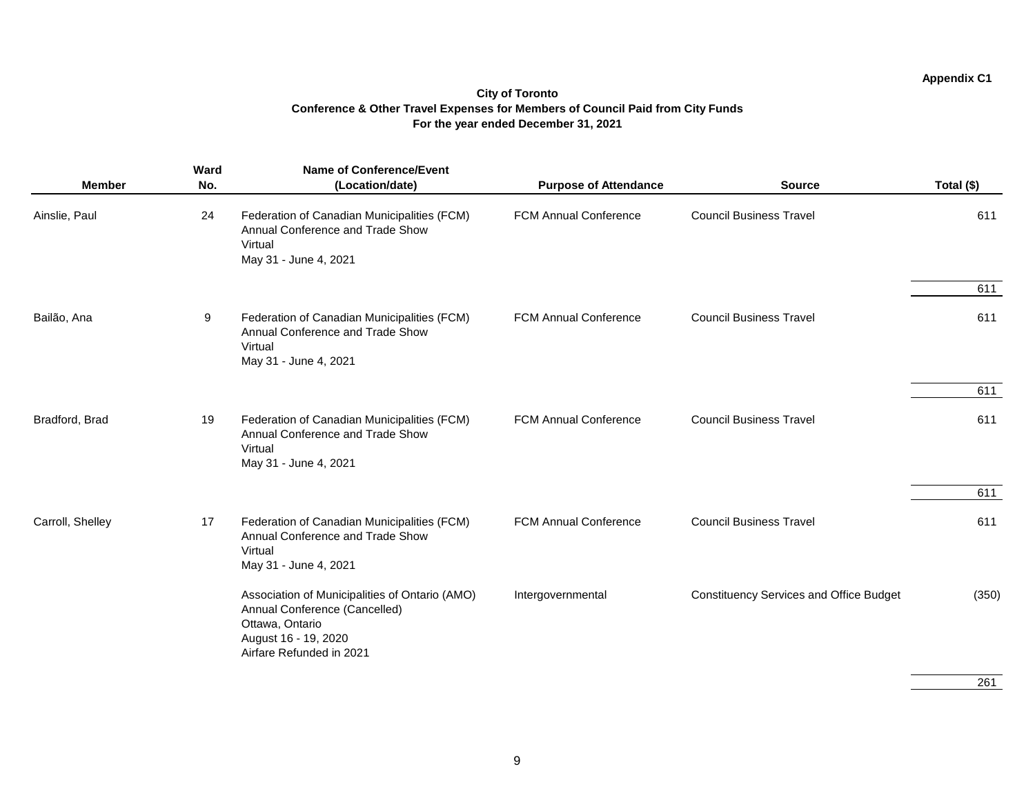Appendix C1

**City of Toronto**
**Conference & Other Travel Expenses for Members of Council Paid from City Funds**
**For the year ended December 31, 2021**

| Member | Ward No. | Name of Conference/Event (Location/date) | Purpose of Attendance | Source | Total ($) |
|---|---|---|---|---|---|
| Ainslie, Paul | 24 | Federation of Canadian Municipalities (FCM) Annual Conference and Trade Show Virtual May 31 - June 4, 2021 | FCM Annual Conference | Council Business Travel | 611 |
| | | | | | 611 |
| Bailão, Ana | 9 | Federation of Canadian Municipalities (FCM) Annual Conference and Trade Show Virtual May 31 - June 4, 2021 | FCM Annual Conference | Council Business Travel | 611 |
| | | | | | 611 |
| Bradford, Brad | 19 | Federation of Canadian Municipalities (FCM) Annual Conference and Trade Show Virtual May 31 - June 4, 2021 | FCM Annual Conference | Council Business Travel | 611 |
| | | | | | 611 |
| Carroll, Shelley | 17 | Federation of Canadian Municipalities (FCM) Annual Conference and Trade Show Virtual May 31 - June 4, 2021 | FCM Annual Conference | Council Business Travel | 611 |
| | | Association of Municipalities of Ontario (AMO) Annual Conference (Cancelled) Ottawa, Ontario August 16 - 19, 2020 Airfare Refunded in 2021 | Intergovernmental | Constituency Services and Office Budget | (350) |
| | | | | | 261 |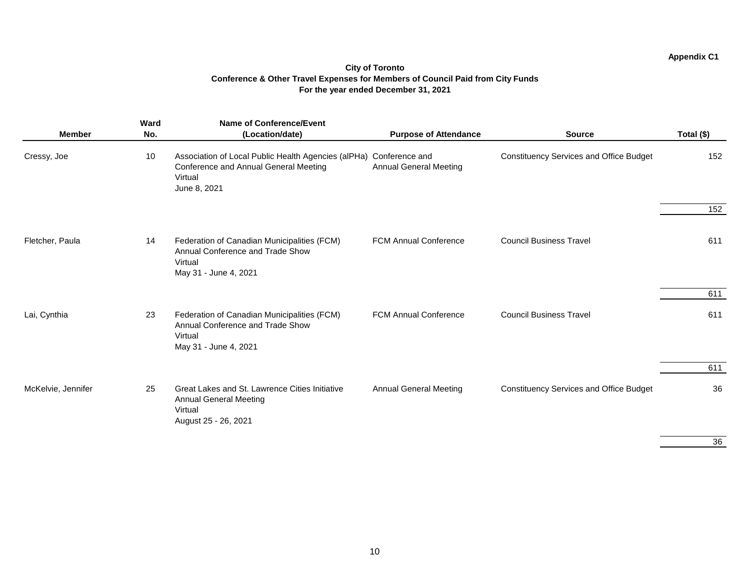Appendix C1

**City of Toronto**
**Conference & Other Travel Expenses for Members of Council Paid from City Funds**
**For the year ended December 31, 2021**

| Member | Ward No. | Name of Conference/Event (Location/date) | Purpose of Attendance | Source | Total ($) |
|---|---|---|---|---|---|
| Cressy, Joe | 10 | Association of Local Public Health Agencies (alPHa) Conference and Annual General Meeting Virtual June 8, 2021 | Conference and Annual General Meeting | Constituency Services and Office Budget | 152 |
| | | | | | 152 |
| Fletcher, Paula | 14 | Federation of Canadian Municipalities (FCM) Annual Conference and Trade Show Virtual May 31 - June 4, 2021 | FCM Annual Conference | Council Business Travel | 611 |
| | | | | | 611 |
| Lai, Cynthia | 23 | Federation of Canadian Municipalities (FCM) Annual Conference and Trade Show Virtual May 31 - June 4, 2021 | FCM Annual Conference | Council Business Travel | 611 |
| | | | | | 611 |
| McKelvie, Jennifer | 25 | Great Lakes and St. Lawrence Cities Initiative Annual General Meeting Virtual August 25 - 26, 2021 | Annual General Meeting | Constituency Services and Office Budget | 36 |
| | | | | | 36 |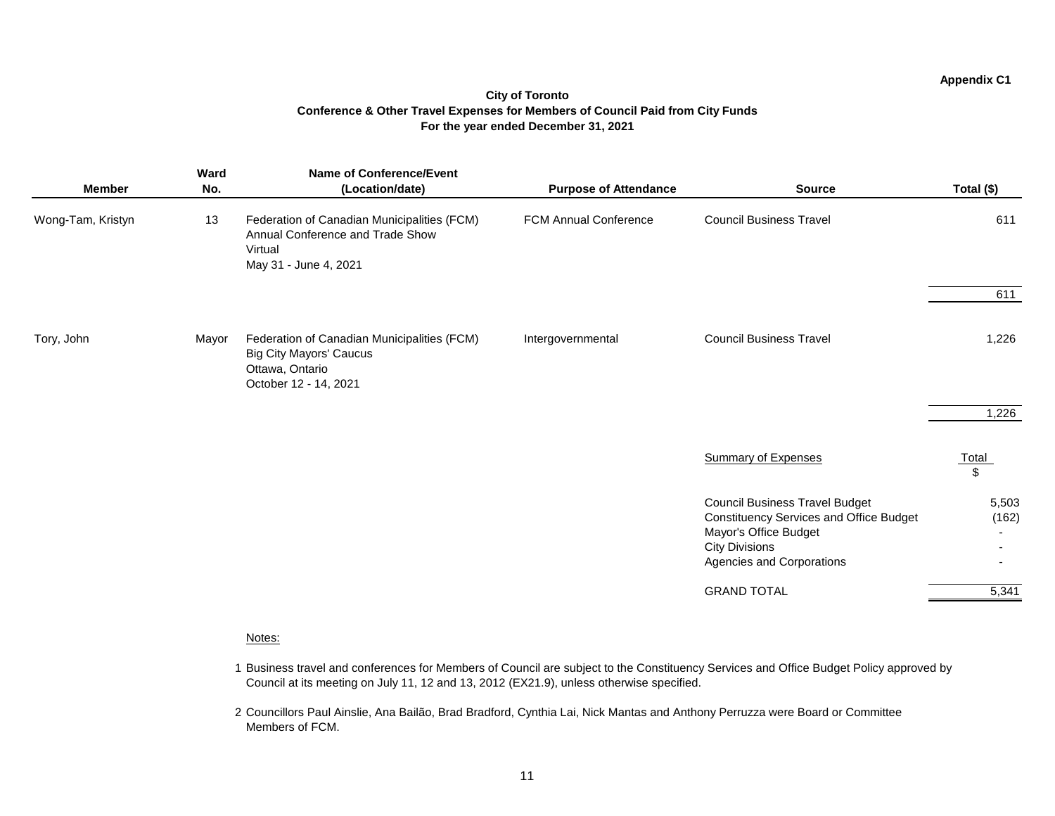Appendix C1

**City of Toronto**
**Conference & Other Travel Expenses for Members of Council Paid from City Funds**
**For the year ended December 31, 2021**

| Member | Ward No. | Name of Conference/Event (Location/date) | Purpose of Attendance | Source | Total ($) |
|---|---|---|---|---|---|
| Wong-Tam, Kristyn | 13 | Federation of Canadian Municipalities (FCM) Annual Conference and Trade Show<br>Virtual<br>May 31 - June 4, 2021 | FCM Annual Conference | Council Business Travel | 611 |
| | | | | | 611 |
| Tory, John | Mayor | Federation of Canadian Municipalities (FCM) Big City Mayors' Caucus<br>Ottawa, Ontario<br>October 12 - 14, 2021 | Intergovernmental | Council Business Travel | 1,226 |
| | | | | | 1,226 |

| Summary of Expenses | Total $ |
|---|---|
| Council Business Travel Budget | 5,503 |
| Constituency Services and Office Budget | (162) |
| Mayor's Office Budget | - |
| City Divisions | - |
| Agencies and Corporations | - |
| GRAND TOTAL | 5,341 |

Notes:

1 Business travel and conferences for Members of Council are subject to the Constituency Services and Office Budget Policy approved by Council at its meeting on July 11, 12 and 13, 2012 (EX21.9), unless otherwise specified.

2 Councillors Paul Ainslie, Ana Bailão, Brad Bradford, Cynthia Lai, Nick Mantas and Anthony Perruzza were Board or Committee Members of FCM.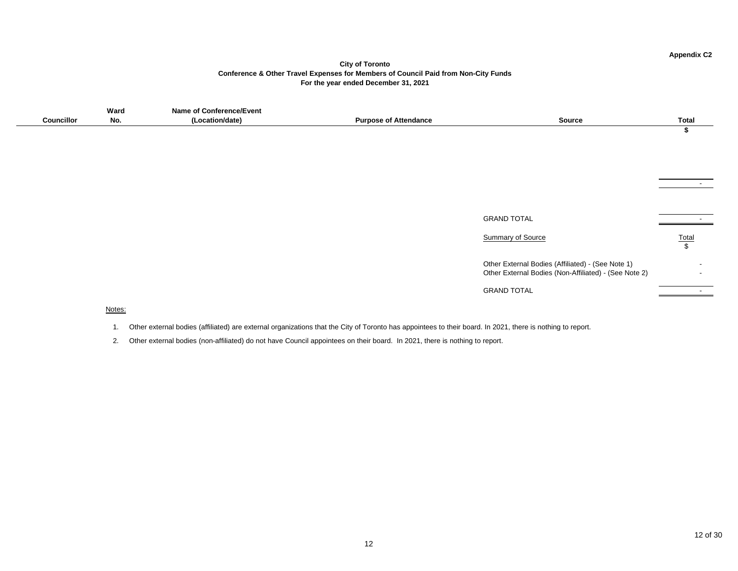Appendix C2

# City of Toronto
## Conference & Other Travel Expenses for Members of Council Paid from Non-City Funds
### For the year ended December 31, 2021

| Councillor | Ward No. | Name of Conference/Event (Location/date) | Purpose of Attendance | Source | Total |
|---|---|---|---|---|---|
| | | | | | $ |
| | | | | | - |
| | | | | GRAND TOTAL | - |

| Summary of Source | Total |
|---|---|
| | $ |
| Other External Bodies (Affiliated) - (See Note 1) | - |
| Other External Bodies (Non-Affiliated) - (See Note 2) | - |
| GRAND TOTAL | - |

Notes:

1. Other external bodies (affiliated) are external organizations that the City of Toronto has appointees to their board. In 2021, there is nothing to report.
2. Other external bodies (non-affiliated) do not have Council appointees on their board. In 2021, there is nothing to report.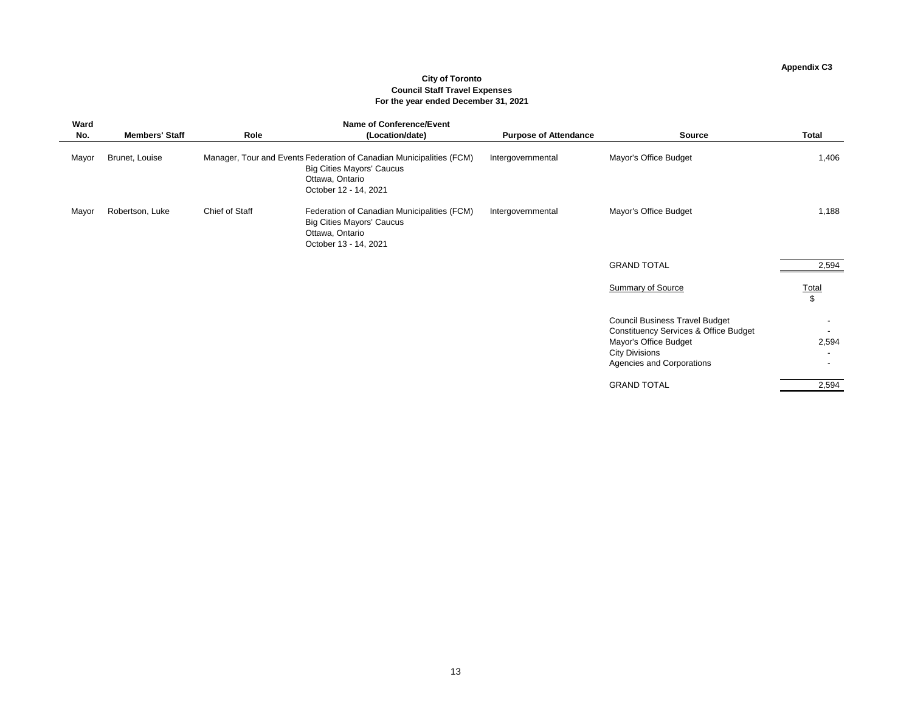Appendix C3

**City of Toronto**
**Council Staff Travel Expenses**
**For the year ended December 31, 2021**

| Ward No. | Members' Staff | Role | Name of Conference/Event (Location/date) | Purpose of Attendance | Source | Total |
|---|---|---|---|---|---|---|
| Mayor | Brunet, Louise | Manager, Tour and Events | Federation of Canadian Municipalities (FCM) Big Cities Mayors' Caucus Ottawa, Ontario October 12 - 14, 2021 | Intergovernmental | Mayor's Office Budget | 1,406 |
| Mayor | Robertson, Luke | Chief of Staff | Federation of Canadian Municipalities (FCM) Big Cities Mayors' Caucus Ottawa, Ontario October 13 - 14, 2021 | Intergovernmental | Mayor's Office Budget | 1,188 |
| | | | | | GRAND TOTAL | 2,594 |

| Summary of Source | Total $ |
|---|---|
| Council Business Travel Budget | - |
| Constituency Services & Office Budget | - |
| Mayor's Office Budget | 2,594 |
| City Divisions | - |
| Agencies and Corporations | - |
| GRAND TOTAL | 2,594 |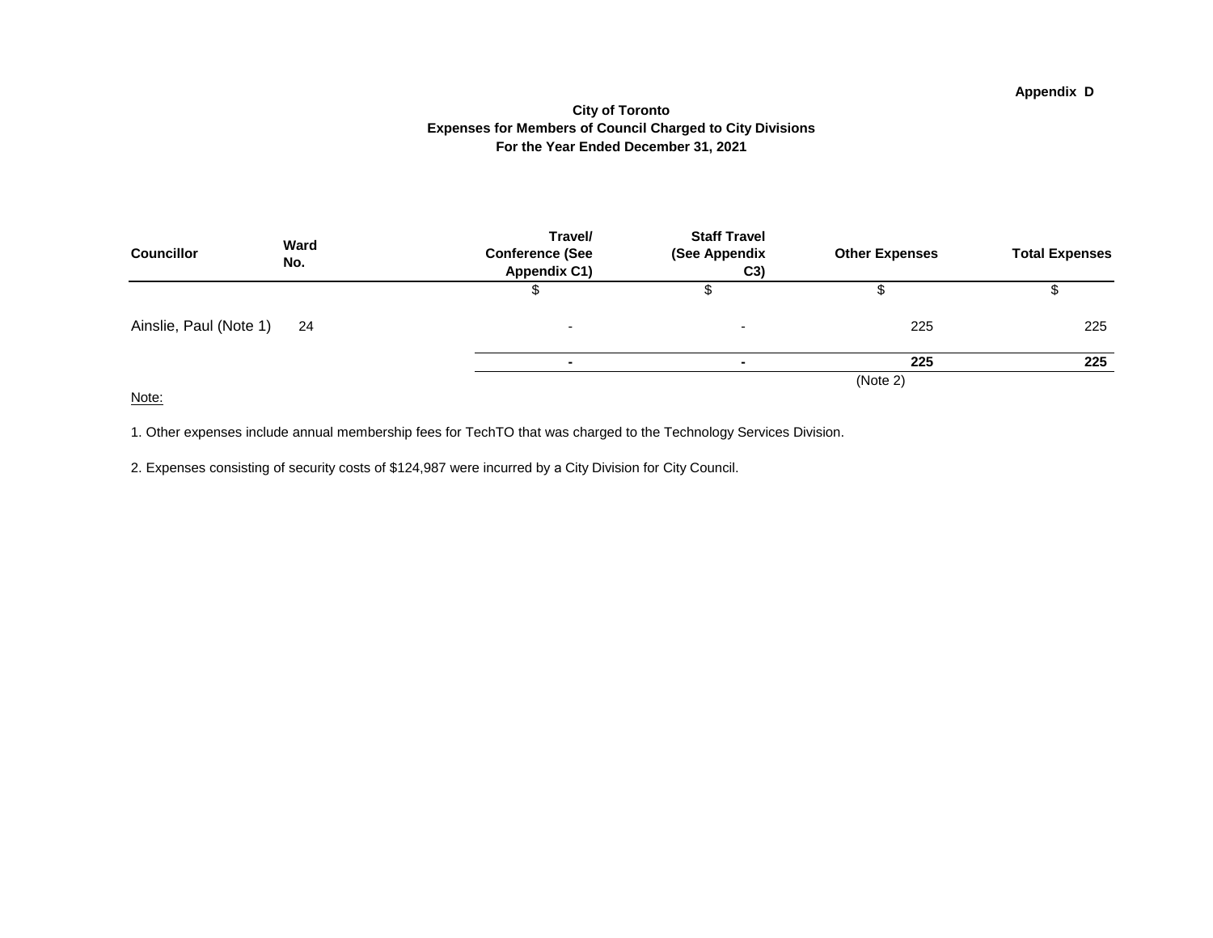Appendix D

**City of Toronto**
**Expenses for Members of Council Charged to City Divisions**
**For the Year Ended December 31, 2021**

| Councillor | Ward No. | Travel/ Conference (See Appendix C1) | Staff Travel (See Appendix C3) | Other Expenses | Total Expenses |
|---|---|---|---|---|---|
| | | $ | $ | $ | $ |
| Ainslie, Paul (Note 1) | 24 | - | - | 225 | 225 |
| | | **-** | **-** | **225** | **225** |
| | | | | (Note 2) | |

Note:

1. Other expenses include annual membership fees for TechTO that was charged to the Technology Services Division.

2. Expenses consisting of security costs of $124,987 were incurred by a City Division for City Council.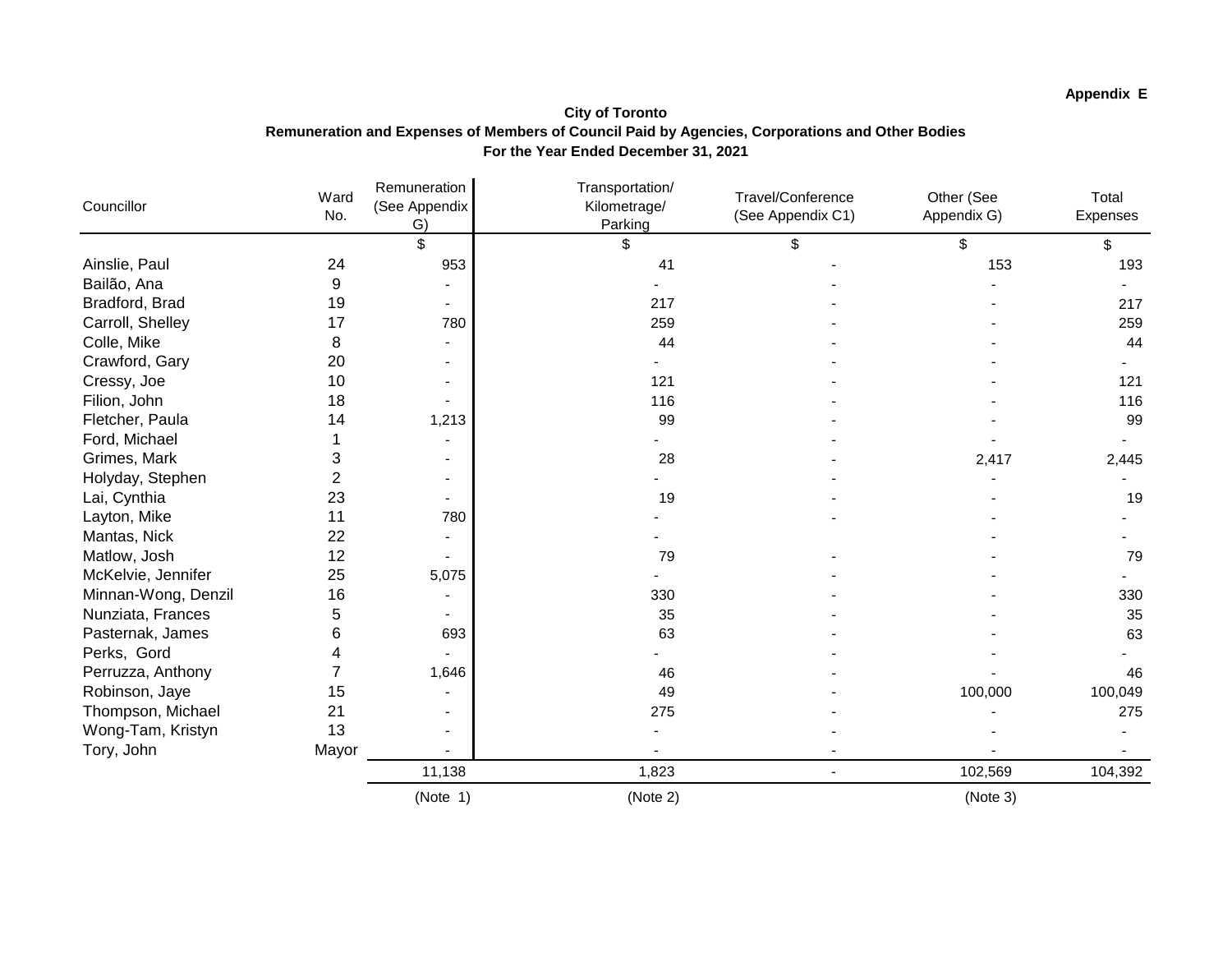**Appendix E**

**City of Toronto**
**Remuneration and Expenses of Members of Council Paid by Agencies, Corporations and Other Bodies**
**For the Year Ended December 31, 2021**

| Councillor | Ward No. | Remuneration (See Appendix G) | Transportation/ Kilometrage/ Parking | Travel/Conference (See Appendix C1) | Other (See Appendix G) | Total Expenses |
|---|---|---|---|---|---|---|
| | | $ | $ | $ | $ | $ |
| Ainslie, Paul | 24 | 953 | 41 | - | 153 | 193 |
| Bailão, Ana | 9 | - | - | - | - | - |
| Bradford, Brad | 19 | - | 217 | - | - | 217 |
| Carroll, Shelley | 17 | 780 | 259 | - | - | 259 |
| Colle, Mike | 8 | - | 44 | - | - | 44 |
| Crawford, Gary | 20 | - | - | - | - | - |
| Cressy, Joe | 10 | - | 121 | - | - | 121 |
| Filion, John | 18 | - | 116 | - | - | 116 |
| Fletcher, Paula | 14 | 1,213 | 99 | - | - | 99 |
| Ford, Michael | 1 | - | - | - | - | - |
| Grimes, Mark | 3 | - | 28 | - | 2,417 | 2,445 |
| Holyday, Stephen | 2 | - | - | - | - | - |
| Lai, Cynthia | 23 | - | 19 | - | - | 19 |
| Layton, Mike | 11 | 780 | - | - | - | - |
| Mantas, Nick | 22 | - | - | | - | - |
| Matlow, Josh | 12 | - | 79 | - | - | 79 |
| McKelvie, Jennifer | 25 | 5,075 | - | - | - | - |
| Minnan-Wong, Denzil | 16 | - | 330 | - | - | 330 |
| Nunziata, Frances | 5 | - | 35 | - | - | 35 |
| Pasternak, James | 6 | 693 | 63 | - | - | 63 |
| Perks, Gord | 4 | - | - | - | - | - |
| Perruzza, Anthony | 7 | 1,646 | 46 | - | - | 46 |
| Robinson, Jaye | 15 | - | 49 | - | 100,000 | 100,049 |
| Thompson, Michael | 21 | - | 275 | - | - | 275 |
| Wong-Tam, Kristyn | 13 | - | - | - | - | - |
| Tory, John | Mayor | - | - | - | - | - |
| | | 11,138 | 1,823 | - | 102,569 | 104,392 |
| | | (Note 1) | (Note 2) | | (Note 3) | |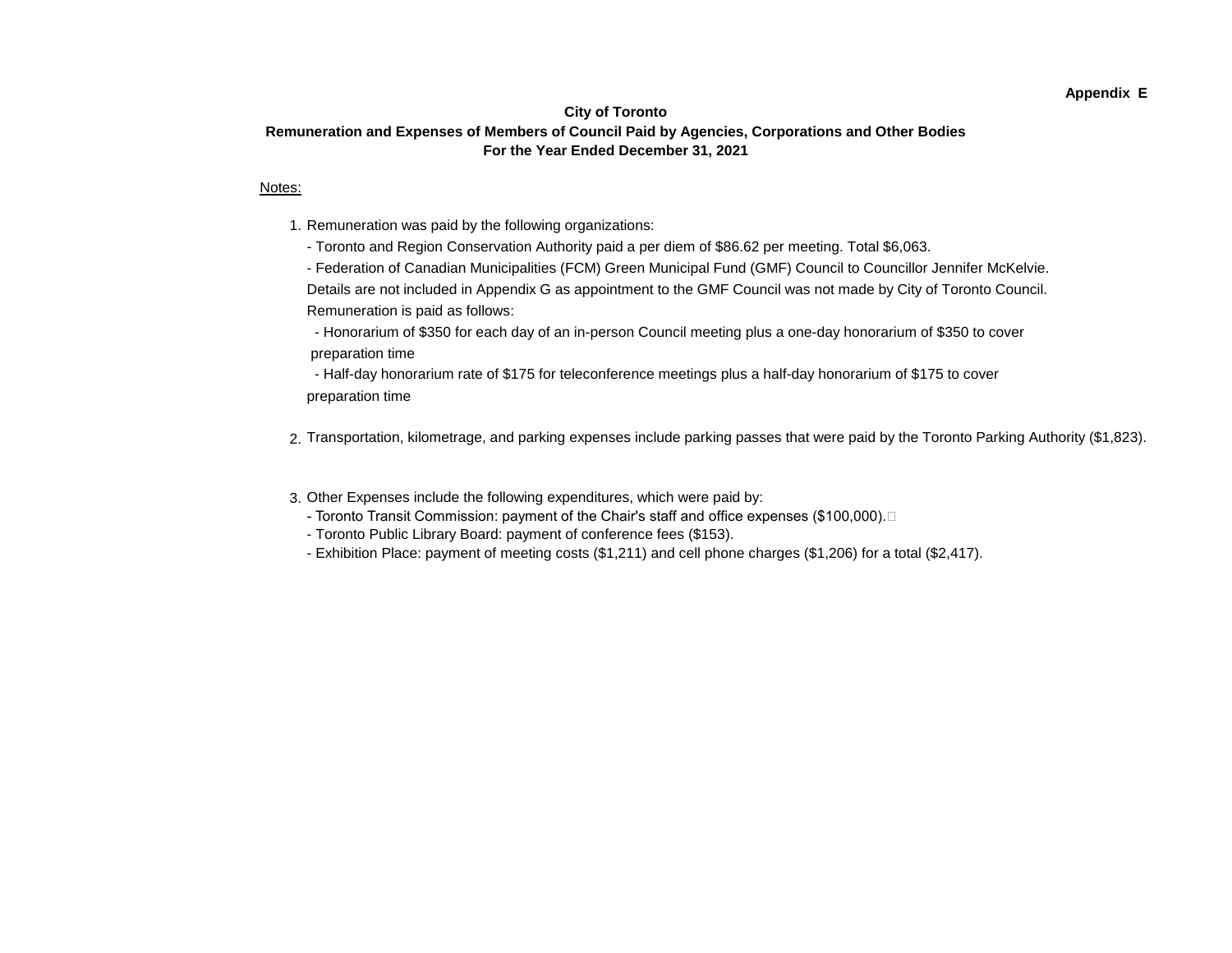Appendix E

**City of Toronto**
**Remuneration and Expenses of Members of Council Paid by Agencies, Corporations and Other Bodies**
**For the Year Ended December 31, 2021**

Notes:

1. Remuneration was paid by the following organizations:
   - Toronto and Region Conservation Authority paid a per diem of $86.62 per meeting. Total $6,063.
   - Federation of Canadian Municipalities (FCM) Green Municipal Fund (GMF) Council to Councillor Jennifer McKelvie. Details are not included in Appendix G as appointment to the GMF Council was not made by City of Toronto Council. Remuneration is paid as follows:
     - Honorarium of $350 for each day of an in-person Council meeting plus a one-day honorarium of $350 to cover preparation time
     - Half-day honorarium rate of $175 for teleconference meetings plus a half-day honorarium of $175 to cover preparation time

2. Transportation, kilometrage, and parking expenses include parking passes that were paid by the Toronto Parking Authority ($1,823).

3. Other Expenses include the following expenditures, which were paid by:
   - Toronto Transit Commission: payment of the Chair's staff and office expenses ($100,000).
   - Toronto Public Library Board: payment of conference fees ($153).
   - Exhibition Place: payment of meeting costs ($1,211) and cell phone charges ($1,206) for a total ($2,417).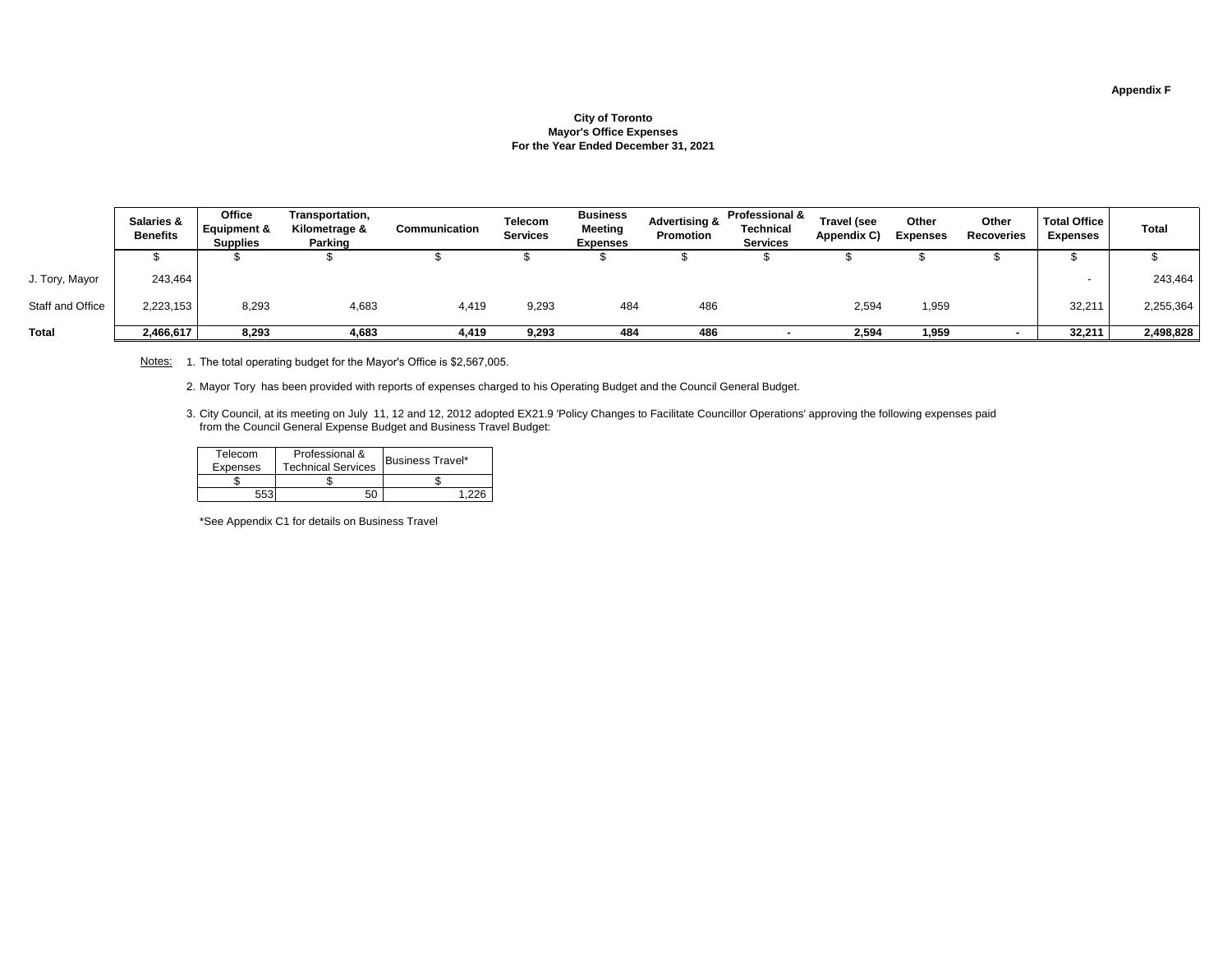Appendix F

**City of Toronto**
**Mayor's Office Expenses**
**For the Year Ended December 31, 2021**

| | Salaries & Benefits | Office Equipment & Supplies | Transportation, Kilometrage & Parking | Communication | Telecom Services | Business Meeting Expenses | Advertising & Promotion | Professional & Technical Services | Travel (see Appendix C) | Other Expenses | Other Recoveries | Total Office Expenses | Total |
|---|---|---|---|---|---|---|---|---|---|---|---|---|---|
| | $ | $ | $ | $ | $ | $ | $ | $ | $ | $ | $ | $ | $ |
| J. Tory, Mayor | 243,464 | | | | | | | | | | | - | 243,464 |
| Staff and Office | 2,223,153 | 8,293 | 4,683 | 4,419 | 9,293 | 484 | 486 | | 2,594 | 1,959 | | 32,211 | 2,255,364 |
| **Total** | **2,466,617** | **8,293** | **4,683** | **4,419** | **9,293** | **484** | **486** | **-** | **2,594** | **1,959** | **-** | **32,211** | **2,498,828** |

Notes:

1. The total operating budget for the Mayor's Office is $2,567,005.
2. Mayor Tory has been provided with reports of expenses charged to his Operating Budget and the Council General Budget.
3. City Council, at its meeting on July 11, 12 and 12, 2012 adopted EX21.9 'Policy Changes to Facilitate Councillor Operations' approving the following expenses paid from the Council General Expense Budget and Business Travel Budget:

| Telecom Expenses | Professional & Technical Services | Business Travel* |
|---|---|---|
| $ | $ | $ |
| 553 | 50 | 1,226 |

*See Appendix C1 for details on Business Travel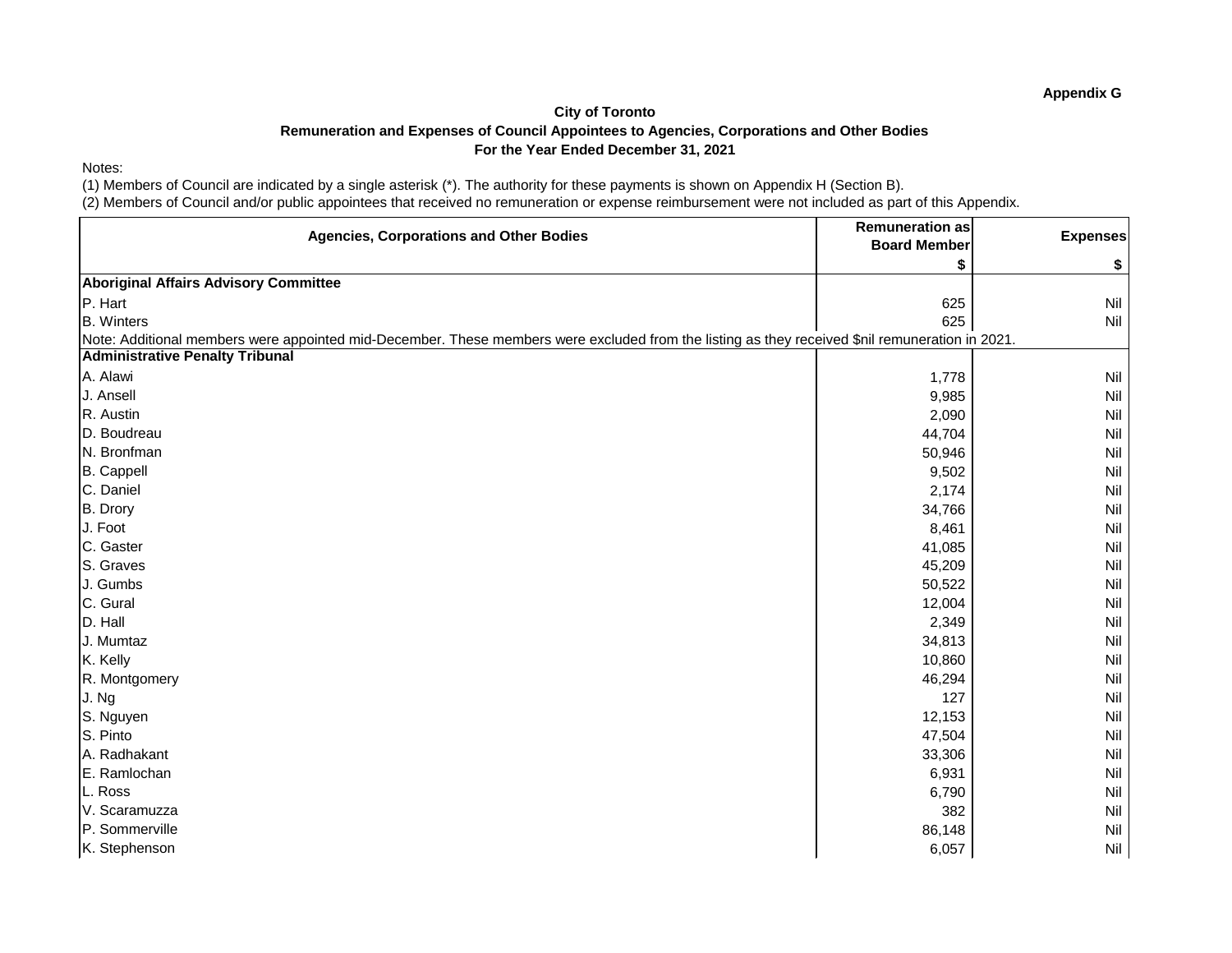**Appendix G**

**City of Toronto**
**Remuneration and Expenses of Council Appointees to Agencies, Corporations and Other Bodies**
**For the Year Ended December 31, 2021**

Notes:
(1) Members of Council are indicated by a single asterisk (*). The authority for these payments is shown on Appendix H (Section B).
(2) Members of Council and/or public appointees that received no remuneration or expense reimbursement were not included as part of this Appendix.

| Agencies, Corporations and Other Bodies | Remuneration as Board Member | Expenses |
|---|---|---|
| | $ | $ |
| **Aboriginal Affairs Advisory Committee** | | |
| P. Hart | 625 | Nil |
| B. Winters | 625 | Nil |
| Note: Additional members were appointed mid-December. These members were excluded from the listing as they received $nil remuneration in 2021. | | |
| **Administrative Penalty Tribunal** | | |
| A. Alawi | 1,778 | Nil |
| J. Ansell | 9,985 | Nil |
| R. Austin | 2,090 | Nil |
| D. Boudreau | 44,704 | Nil |
| N. Bronfman | 50,946 | Nil |
| B. Cappell | 9,502 | Nil |
| C. Daniel | 2,174 | Nil |
| B. Drory | 34,766 | Nil |
| J. Foot | 8,461 | Nil |
| C. Gaster | 41,085 | Nil |
| S. Graves | 45,209 | Nil |
| J. Gumbs | 50,522 | Nil |
| C. Gural | 12,004 | Nil |
| D. Hall | 2,349 | Nil |
| J. Mumtaz | 34,813 | Nil |
| K. Kelly | 10,860 | Nil |
| R. Montgomery | 46,294 | Nil |
| J. Ng | 127 | Nil |
| S. Nguyen | 12,153 | Nil |
| S. Pinto | 47,504 | Nil |
| A. Radhakant | 33,306 | Nil |
| E. Ramlochan | 6,931 | Nil |
| L. Ross | 6,790 | Nil |
| V. Scaramuzza | 382 | Nil |
| P. Sommerville | 86,148 | Nil |
| K. Stephenson | 6,057 | Nil |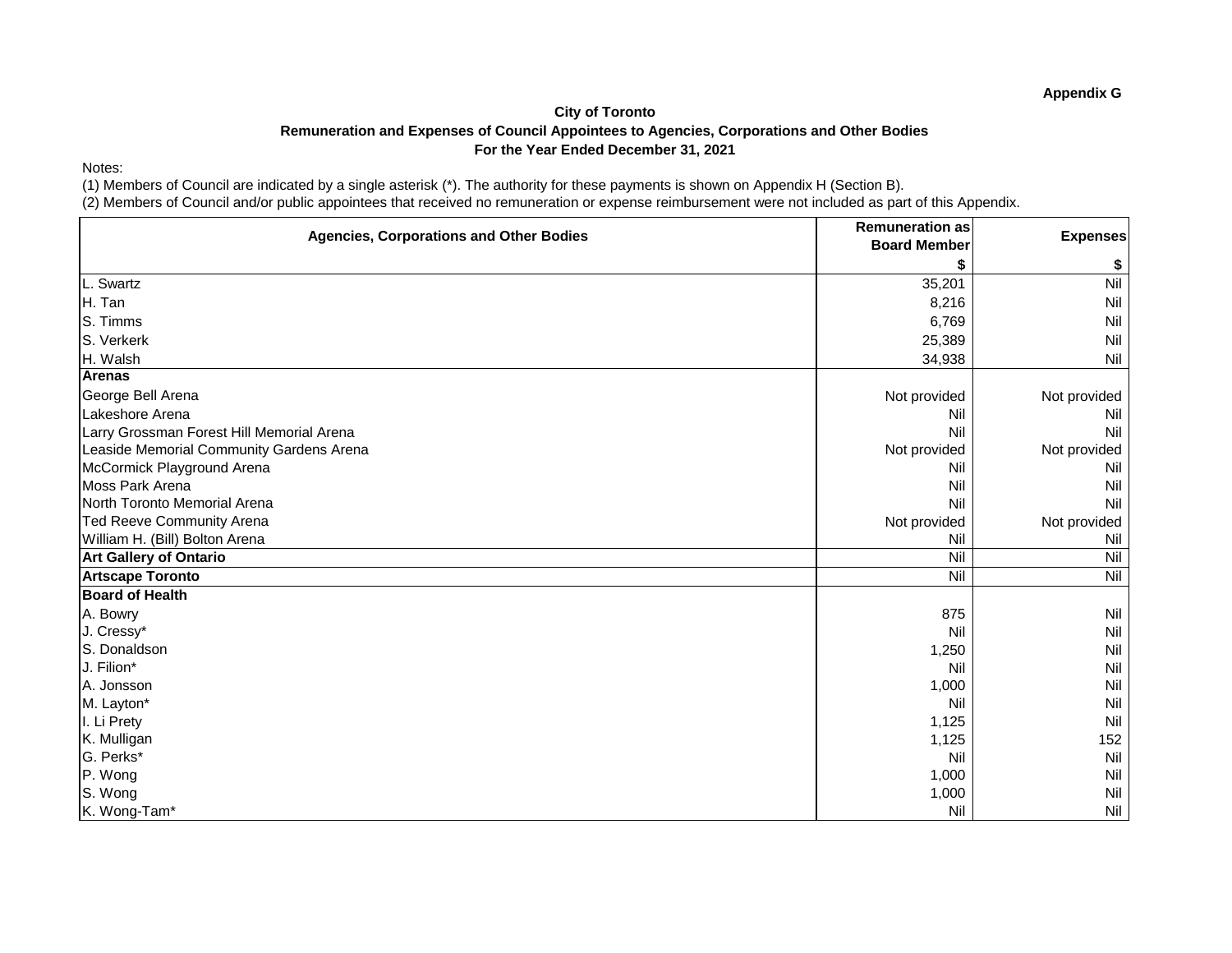**Appendix G**

**City of Toronto**
**Remuneration and Expenses of Council Appointees to Agencies, Corporations and Other Bodies**
**For the Year Ended December 31, 2021**

Notes:
(1) Members of Council are indicated by a single asterisk (*). The authority for these payments is shown on Appendix H (Section B).
(2) Members of Council and/or public appointees that received no remuneration or expense reimbursement were not included as part of this Appendix.

| Agencies, Corporations and Other Bodies | Remuneration as Board Member $ | Expenses $ |
|---|---|---|
| L. Swartz | 35,201 | Nil |
| H. Tan | 8,216 | Nil |
| S. Timms | 6,769 | Nil |
| S. Verkerk | 25,389 | Nil |
| H. Walsh | 34,938 | Nil |
| **Arenas** | | |
| George Bell Arena | Not provided | Not provided |
| Lakeshore Arena | Nil | Nil |
| Larry Grossman Forest Hill Memorial Arena | Nil | Nil |
| Leaside Memorial Community Gardens Arena | Not provided | Not provided |
| McCormick Playground Arena | Nil | Nil |
| Moss Park Arena | Nil | Nil |
| North Toronto Memorial Arena | Nil | Nil |
| Ted Reeve Community Arena | Not provided | Not provided |
| William H. (Bill) Bolton Arena | Nil | Nil |
| **Art Gallery of Ontario** | Nil | Nil |
| **Artscape Toronto** | Nil | Nil |
| **Board of Health** | | |
| A. Bowry | 875 | Nil |
| J. Cressy* | Nil | Nil |
| S. Donaldson | 1,250 | Nil |
| J. Filion* | Nil | Nil |
| A. Jonsson | 1,000 | Nil |
| M. Layton* | Nil | Nil |
| I. Li Prety | 1,125 | Nil |
| K. Mulligan | 1,125 | 152 |
| G. Perks* | Nil | Nil |
| P. Wong | 1,000 | Nil |
| S. Wong | 1,000 | Nil |
| K. Wong-Tam* | Nil | Nil |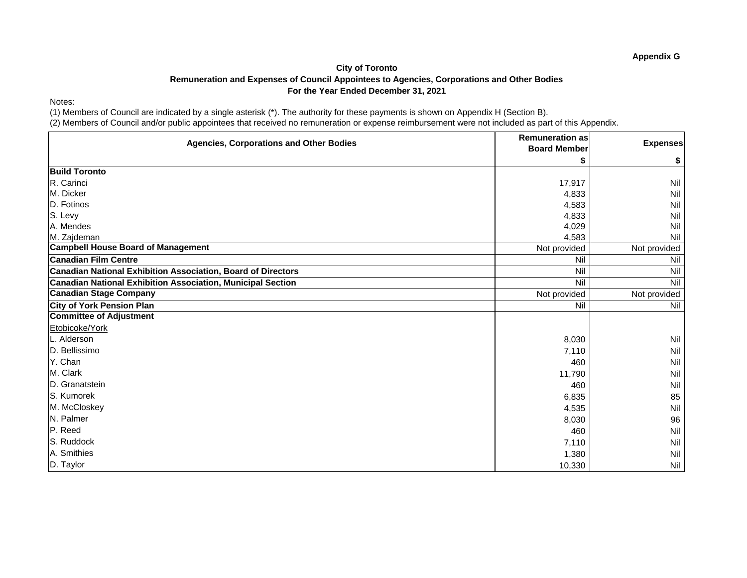**Appendix G**

**City of Toronto**

**Remuneration and Expenses of Council Appointees to Agencies, Corporations and Other Bodies**

**For the Year Ended December 31, 2021**

Notes:

(1) Members of Council are indicated by a single asterisk (*). The authority for these payments is shown on Appendix H (Section B).

(2) Members of Council and/or public appointees that received no remuneration or expense reimbursement were not included as part of this Appendix.

| Agencies, Corporations and Other Bodies | Remuneration as Board Member $ | Expenses $ |
|---|---|---|
| **Build Toronto** | | |
| R. Carinci | 17,917 | Nil |
| M. Dicker | 4,833 | Nil |
| D. Fotinos | 4,583 | Nil |
| S. Levy | 4,833 | Nil |
| A. Mendes | 4,029 | Nil |
| M. Zajdeman | 4,583 | Nil |
| **Campbell House Board of Management** | Not provided | Not provided |
| **Canadian Film Centre** | Nil | Nil |
| **Canadian National Exhibition Association, Board of Directors** | Nil | Nil |
| **Canadian National Exhibition Association, Municipal Section** | Nil | Nil |
| **Canadian Stage Company** | Not provided | Not provided |
| **City of York Pension Plan** | Nil | Nil |
| **Committee of Adjustment** | | |
| Etobicoke/York | | |
| L. Alderson | 8,030 | Nil |
| D. Bellissimo | 7,110 | Nil |
| Y. Chan | 460 | Nil |
| M. Clark | 11,790 | Nil |
| D. Granatstein | 460 | Nil |
| S. Kumorek | 6,835 | 85 |
| M. McCloskey | 4,535 | Nil |
| N. Palmer | 8,030 | 96 |
| P. Reed | 460 | Nil |
| S. Ruddock | 7,110 | Nil |
| A. Smithies | 1,380 | Nil |
| D. Taylor | 10,330 | Nil |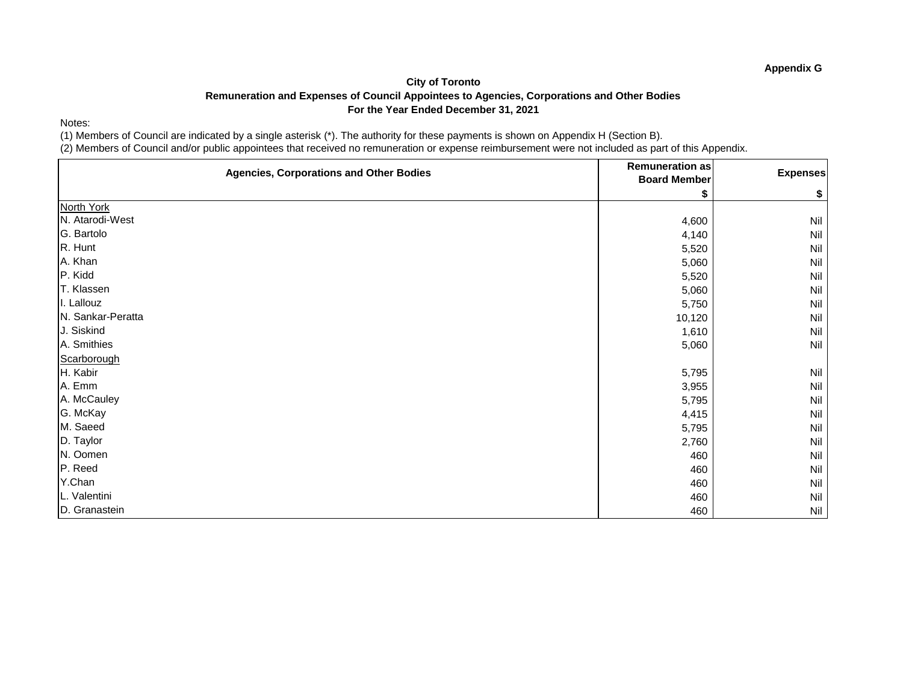**Appendix G**

**City of Toronto**

**Remuneration and Expenses of Council Appointees to Agencies, Corporations and Other Bodies**

**For the Year Ended December 31, 2021**

Notes:

(1) Members of Council are indicated by a single asterisk (*). The authority for these payments is shown on Appendix H (Section B).

(2) Members of Council and/or public appointees that received no remuneration or expense reimbursement were not included as part of this Appendix.

| Agencies, Corporations and Other Bodies | Remuneration as Board Member | Expenses |
|---|---|---|
| | $ | $ |
| North York | | |
| N. Atarodi-West | 4,600 | Nil |
| G. Bartolo | 4,140 | Nil |
| R. Hunt | 5,520 | Nil |
| A. Khan | 5,060 | Nil |
| P. Kidd | 5,520 | Nil |
| T. Klassen | 5,060 | Nil |
| I. Lallouz | 5,750 | Nil |
| N. Sankar-Peratta | 10,120 | Nil |
| J. Siskind | 1,610 | Nil |
| A. Smithies | 5,060 | Nil |
| Scarborough | | |
| H. Kabir | 5,795 | Nil |
| A. Emm | 3,955 | Nil |
| A. McCauley | 5,795 | Nil |
| G. McKay | 4,415 | Nil |
| M. Saeed | 5,795 | Nil |
| D. Taylor | 2,760 | Nil |
| N. Oomen | 460 | Nil |
| P. Reed | 460 | Nil |
| Y.Chan | 460 | Nil |
| L. Valentini | 460 | Nil |
| D. Granastein | 460 | Nil |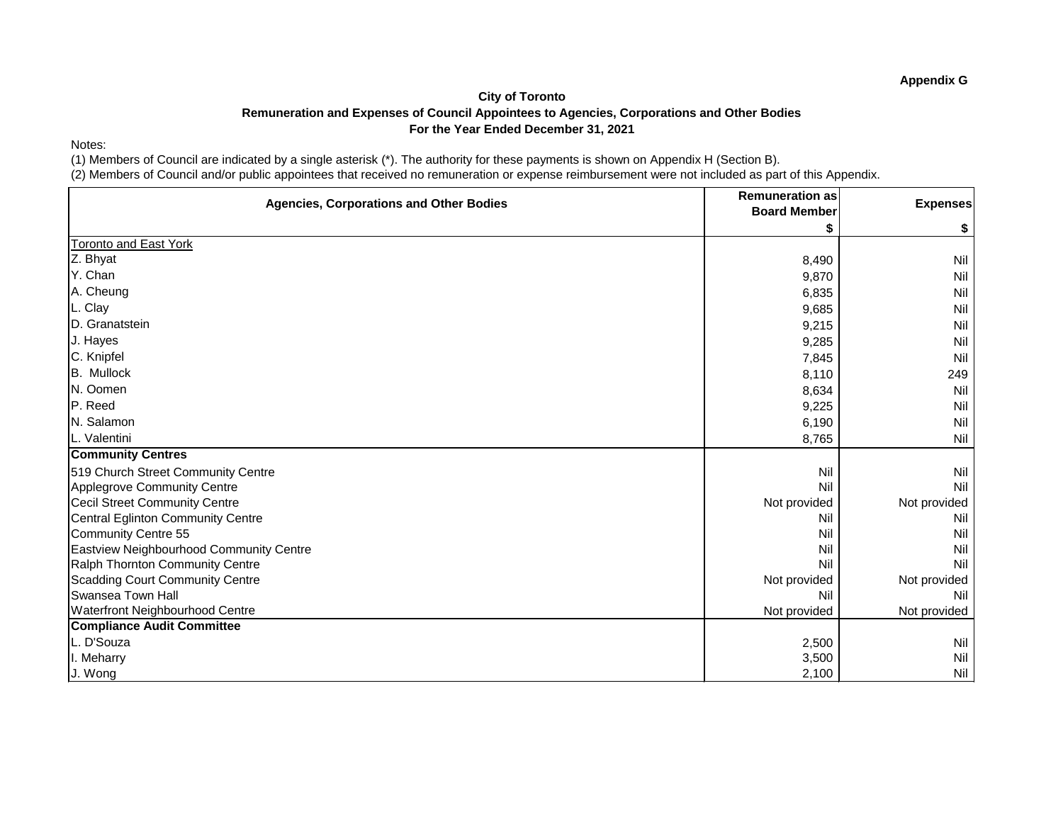**Appendix G**

# City of Toronto

## Remuneration and Expenses of Council Appointees to Agencies, Corporations and Other Bodies

### For the Year Ended December 31, 2021

Notes:

(1) Members of Council are indicated by a single asterisk (*). The authority for these payments is shown on Appendix H (Section B).

(2) Members of Council and/or public appointees that received no remuneration or expense reimbursement were not included as part of this Appendix.

| Agencies, Corporations and Other Bodies | Remuneration as Board Member | Expenses |
|---|---|---|
| | $ | $ |
| Toronto and East York | | |
| Z. Bhyat | 8,490 | Nil |
| Y. Chan | 9,870 | Nil |
| A. Cheung | 6,835 | Nil |
| L. Clay | 9,685 | Nil |
| D. Granatstein | 9,215 | Nil |
| J. Hayes | 9,285 | Nil |
| C. Knipfel | 7,845 | Nil |
| B. Mullock | 8,110 | 249 |
| N. Oomen | 8,634 | Nil |
| P. Reed | 9,225 | Nil |
| N. Salamon | 6,190 | Nil |
| L. Valentini | 8,765 | Nil |
| **Community Centres** | | |
| 519 Church Street Community Centre | Nil | Nil |
| Applegrove Community Centre | Nil | Nil |
| Cecil Street Community Centre | Not provided | Not provided |
| Central Eglinton Community Centre | Nil | Nil |
| Community Centre 55 | Nil | Nil |
| Eastview Neighbourhood Community Centre | Nil | Nil |
| Ralph Thornton Community Centre | Nil | Nil |
| Scadding Court Community Centre | Not provided | Not provided |
| Swansea Town Hall | Nil | Nil |
| Waterfront Neighbourhood Centre | Not provided | Not provided |
| **Compliance Audit Committee** | | |
| L. D'Souza | 2,500 | Nil |
| I. Meharry | 3,500 | Nil |
| J. Wong | 2,100 | Nil |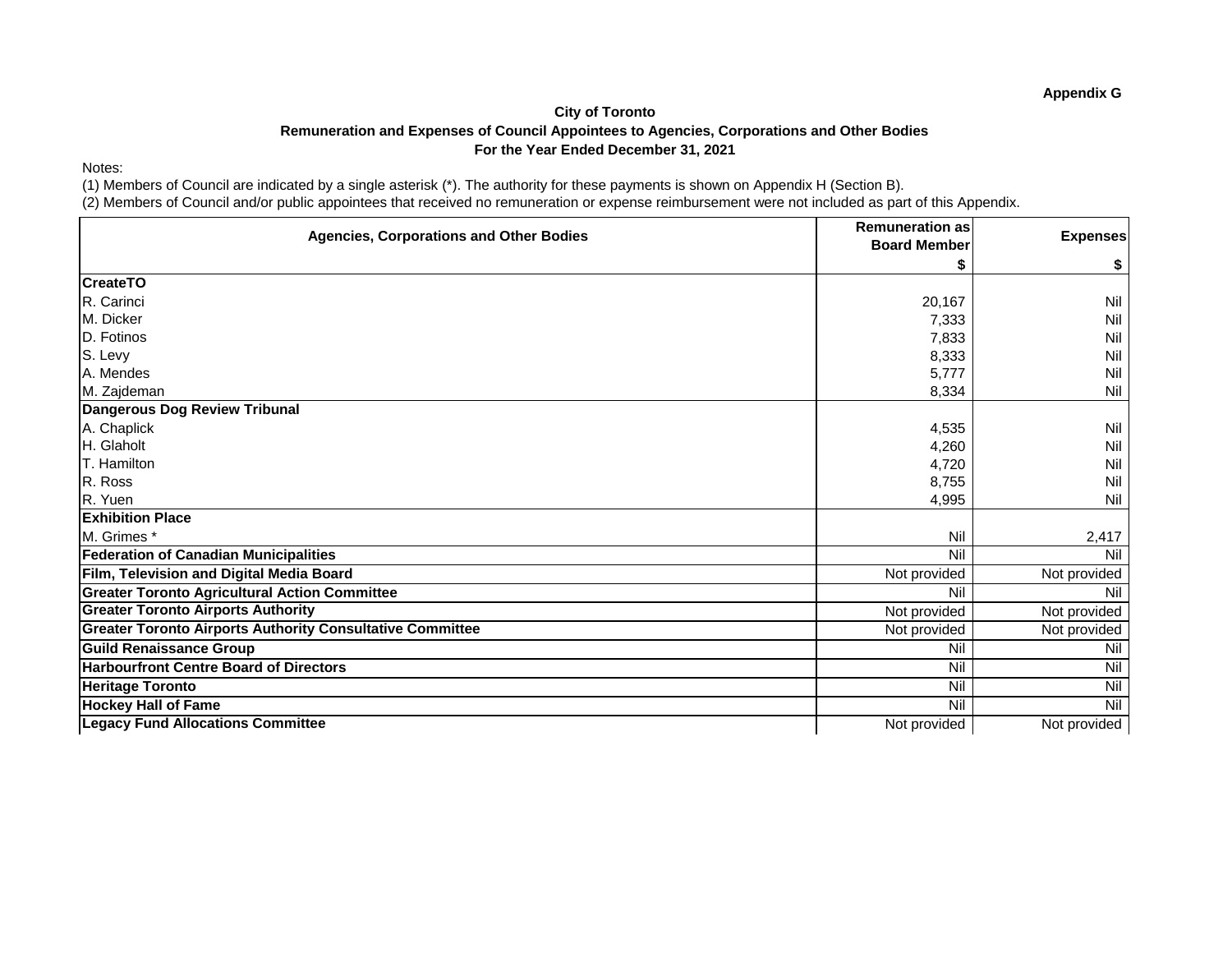Appendix G

**City of Toronto**
**Remuneration and Expenses of Council Appointees to Agencies, Corporations and Other Bodies**
**For the Year Ended December 31, 2021**

Notes:
(1) Members of Council are indicated by a single asterisk (*). The authority for these payments is shown on Appendix H (Section B).
(2) Members of Council and/or public appointees that received no remuneration or expense reimbursement were not included as part of this Appendix.

| Agencies, Corporations and Other Bodies | Remuneration as Board Member | Expenses |
|---|---|---|
| | $ | $ |
| **CreateTO** | | |
| R. Carinci | 20,167 | Nil |
| M. Dicker | 7,333 | Nil |
| D. Fotinos | 7,833 | Nil |
| S. Levy | 8,333 | Nil |
| A. Mendes | 5,777 | Nil |
| M. Zajdeman | 8,334 | Nil |
| **Dangerous Dog Review Tribunal** | | |
| A. Chaplick | 4,535 | Nil |
| H. Glaholt | 4,260 | Nil |
| T. Hamilton | 4,720 | Nil |
| R. Ross | 8,755 | Nil |
| R. Yuen | 4,995 | Nil |
| **Exhibition Place** | | |
| M. Grimes * | Nil | 2,417 |
| **Federation of Canadian Municipalities** | Nil | Nil |
| **Film, Television and Digital Media Board** | Not provided | Not provided |
| **Greater Toronto Agricultural Action Committee** | Nil | Nil |
| **Greater Toronto Airports Authority** | Not provided | Not provided |
| **Greater Toronto Airports Authority Consultative Committee** | Not provided | Not provided |
| **Guild Renaissance Group** | Nil | Nil |
| **Harbourfront Centre Board of Directors** | Nil | Nil |
| **Heritage Toronto** | Nil | Nil |
| **Hockey Hall of Fame** | Nil | Nil |
| **Legacy Fund Allocations Committee** | Not provided | Not provided |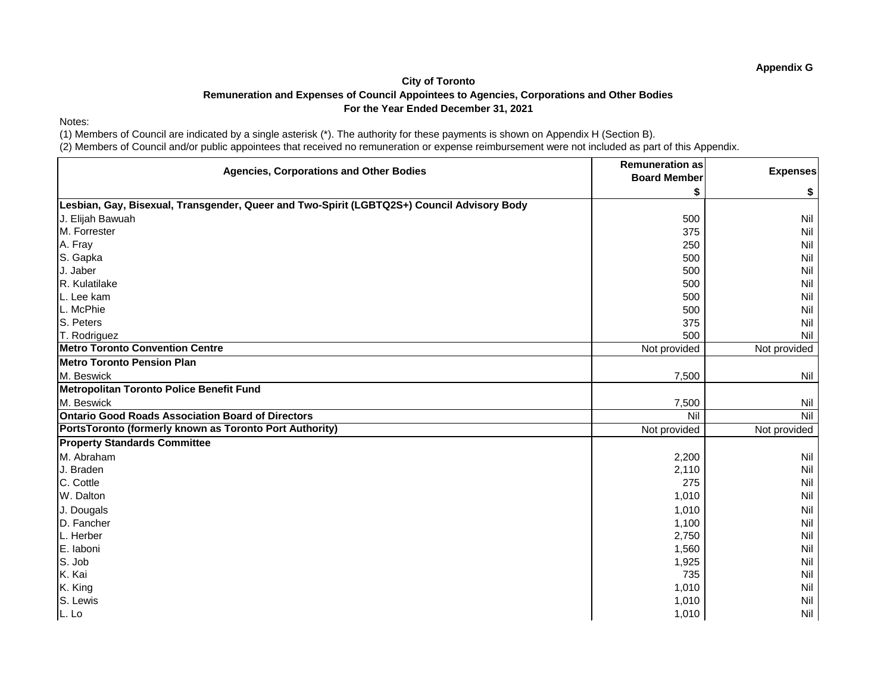**Appendix G**

**City of Toronto**

**Remuneration and Expenses of Council Appointees to Agencies, Corporations and Other Bodies**

**For the Year Ended December 31, 2021**

Notes:

(1) Members of Council are indicated by a single asterisk (*). The authority for these payments is shown on Appendix H (Section B).

(2) Members of Council and/or public appointees that received no remuneration or expense reimbursement were not included as part of this Appendix.

| Agencies, Corporations and Other Bodies | Remuneration as Board Member | Expenses |
|---|---|---|
| | $ | $ |
| **Lesbian, Gay, Bisexual, Transgender, Queer and Two-Spirit (LGBTQ2S+) Council Advisory Body** | | |
| J. Elijah Bawuah | 500 | Nil |
| M. Forrester | 375 | Nil |
| A. Fray | 250 | Nil |
| S. Gapka | 500 | Nil |
| J. Jaber | 500 | Nil |
| R. Kulatilake | 500 | Nil |
| L. Lee kam | 500 | Nil |
| L. McPhie | 500 | Nil |
| S. Peters | 375 | Nil |
| T. Rodriguez | 500 | Nil |
| **Metro Toronto Convention Centre** | Not provided | Not provided |
| **Metro Toronto Pension Plan** | | |
| M. Beswick | 7,500 | Nil |
| **Metropolitan Toronto Police Benefit Fund** | | |
| M. Beswick | 7,500 | Nil |
| **Ontario Good Roads Association Board of Directors** | Nil | Nil |
| **PortsToronto (formerly known as Toronto Port Authority)** | Not provided | Not provided |
| **Property Standards Committee** | | |
| M. Abraham | 2,200 | Nil |
| J. Braden | 2,110 | Nil |
| C. Cottle | 275 | Nil |
| W. Dalton | 1,010 | Nil |
| J. Dougals | 1,010 | Nil |
| D. Fancher | 1,100 | Nil |
| L. Herber | 2,750 | Nil |
| E. Iaboni | 1,560 | Nil |
| S. Job | 1,925 | Nil |
| K. Kai | 735 | Nil |
| K. King | 1,010 | Nil |
| S. Lewis | 1,010 | Nil |
| L. Lo | 1,010 | Nil |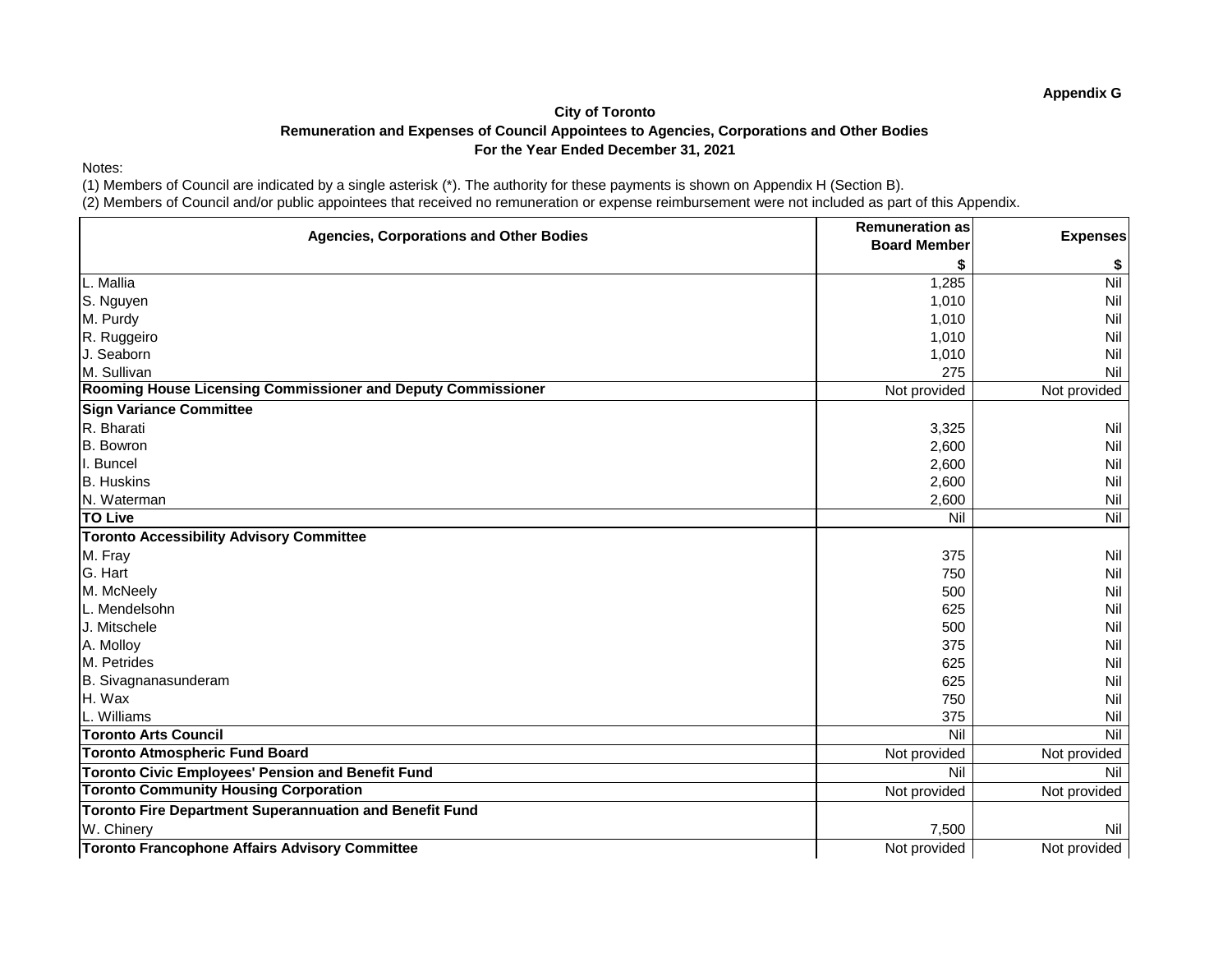**Appendix G**

**City of Toronto**

**Remuneration and Expenses of Council Appointees to Agencies, Corporations and Other Bodies**

**For the Year Ended December 31, 2021**

Notes:

(1) Members of Council are indicated by a single asterisk (*). The authority for these payments is shown on Appendix H (Section B).

(2) Members of Council and/or public appointees that received no remuneration or expense reimbursement were not included as part of this Appendix.

| Agencies, Corporations and Other Bodies | Remuneration as Board Member | Expenses |
|---|---|---|
| | $ | $ |
| L. Mallia | 1,285 | Nil |
| S. Nguyen | 1,010 | Nil |
| M. Purdy | 1,010 | Nil |
| R. Ruggeiro | 1,010 | Nil |
| J. Seaborn | 1,010 | Nil |
| M. Sullivan | 275 | Nil |
| **Rooming House Licensing Commissioner and Deputy Commissioner** | Not provided | Not provided |
| **Sign Variance Committee** | | |
| R. Bharati | 3,325 | Nil |
| B. Bowron | 2,600 | Nil |
| I. Buncel | 2,600 | Nil |
| B. Huskins | 2,600 | Nil |
| N. Waterman | 2,600 | Nil |
| **TO Live** | Nil | Nil |
| **Toronto Accessibility Advisory Committee** | | |
| M. Fray | 375 | Nil |
| G. Hart | 750 | Nil |
| M. McNeely | 500 | Nil |
| L. Mendelsohn | 625 | Nil |
| J. Mitschele | 500 | Nil |
| A. Molloy | 375 | Nil |
| M. Petrides | 625 | Nil |
| B. Sivagnanasunderam | 625 | Nil |
| H. Wax | 750 | Nil |
| L. Williams | 375 | Nil |
| **Toronto Arts Council** | Nil | Nil |
| **Toronto Atmospheric Fund Board** | Not provided | Not provided |
| **Toronto Civic Employees' Pension and Benefit Fund** | Nil | Nil |
| **Toronto Community Housing Corporation** | Not provided | Not provided |
| **Toronto Fire Department Superannuation and Benefit Fund** | | |
| W. Chinery | 7,500 | Nil |
| **Toronto Francophone Affairs Advisory Committee** | Not provided | Not provided |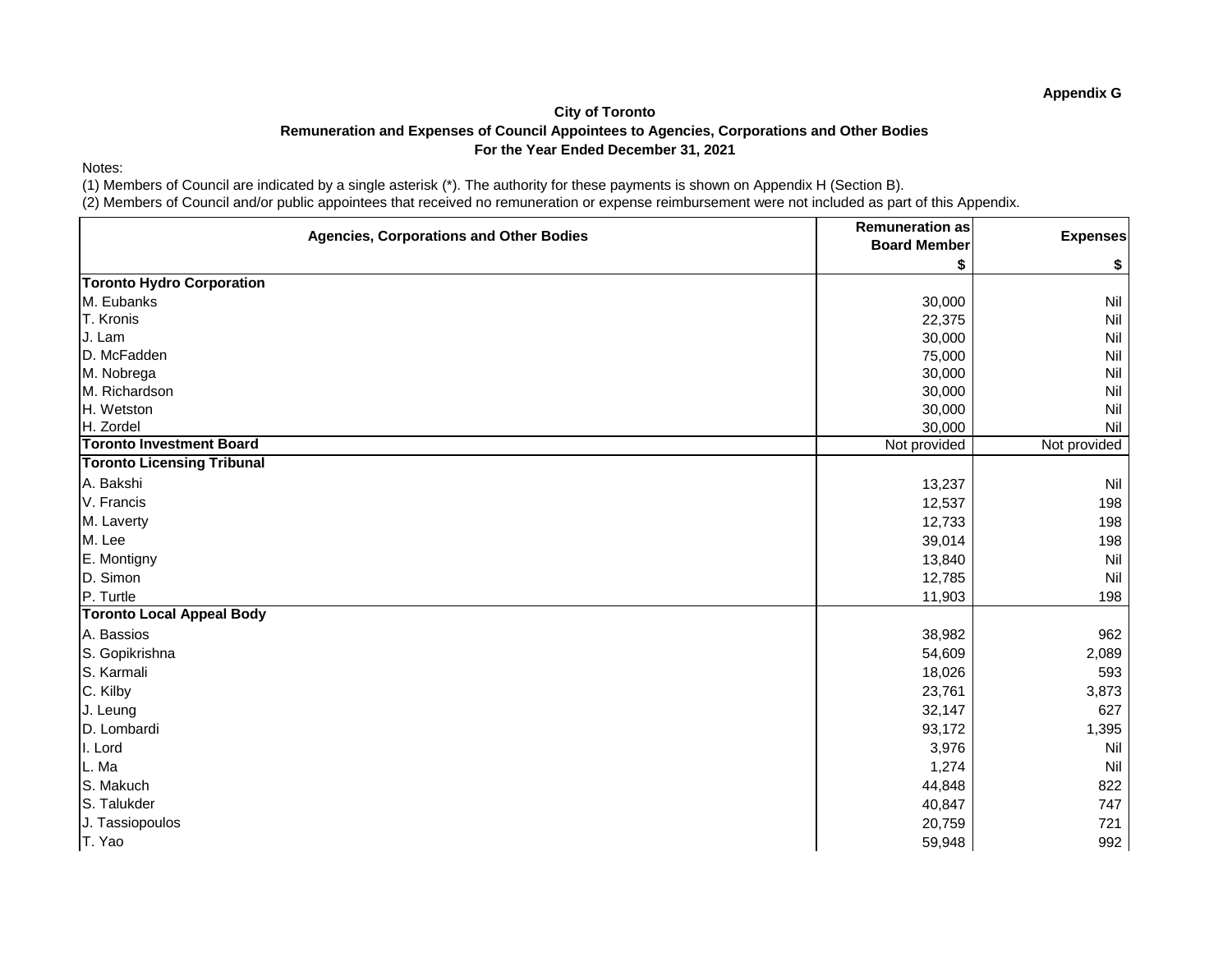**Appendix G**

**City of Toronto**

**Remuneration and Expenses of Council Appointees to Agencies, Corporations and Other Bodies**

**For the Year Ended December 31, 2021**

Notes:

(1) Members of Council are indicated by a single asterisk (*). The authority for these payments is shown on Appendix H (Section B).

(2) Members of Council and/or public appointees that received no remuneration or expense reimbursement were not included as part of this Appendix.

| Agencies, Corporations and Other Bodies | Remuneration as Board Member | Expenses |
|---|---|---|
| | $ | $ |
| **Toronto Hydro Corporation** | | |
| M. Eubanks | 30,000 | Nil |
| T. Kronis | 22,375 | Nil |
| J. Lam | 30,000 | Nil |
| D. McFadden | 75,000 | Nil |
| M. Nobrega | 30,000 | Nil |
| M. Richardson | 30,000 | Nil |
| H. Wetston | 30,000 | Nil |
| H. Zordel | 30,000 | Nil |
| **Toronto Investment Board** | Not provided | Not provided |
| **Toronto Licensing Tribunal** | | |
| A. Bakshi | 13,237 | Nil |
| V. Francis | 12,537 | 198 |
| M. Laverty | 12,733 | 198 |
| M. Lee | 39,014 | 198 |
| E. Montigny | 13,840 | Nil |
| D. Simon | 12,785 | Nil |
| P. Turtle | 11,903 | 198 |
| **Toronto Local Appeal Body** | | |
| A. Bassios | 38,982 | 962 |
| S. Gopikrishna | 54,609 | 2,089 |
| S. Karmali | 18,026 | 593 |
| C. Kilby | 23,761 | 3,873 |
| J. Leung | 32,147 | 627 |
| D. Lombardi | 93,172 | 1,395 |
| I. Lord | 3,976 | Nil |
| L. Ma | 1,274 | Nil |
| S. Makuch | 44,848 | 822 |
| S. Talukder | 40,847 | 747 |
| J. Tassiopoulos | 20,759 | 721 |
| T. Yao | 59,948 | 992 |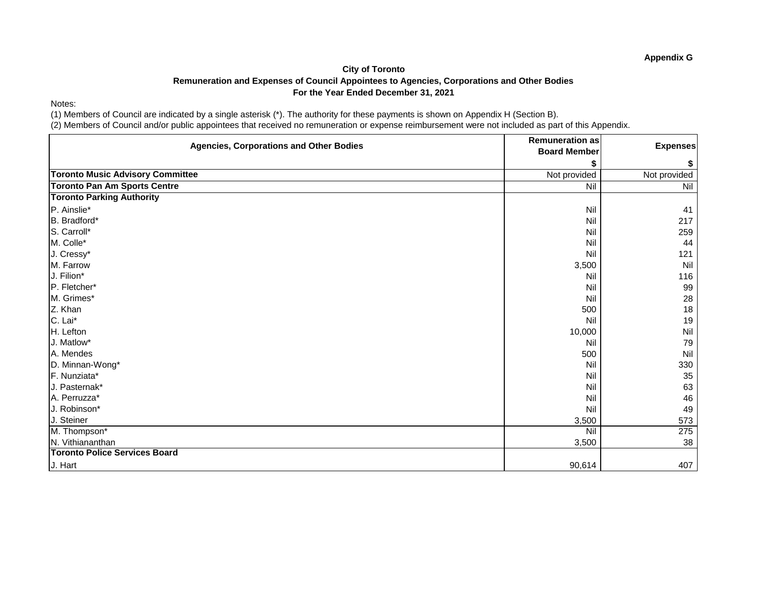Appendix G

**City of Toronto**
**Remuneration and Expenses of Council Appointees to Agencies, Corporations and Other Bodies**
**For the Year Ended December 31, 2021**

Notes:
(1) Members of Council are indicated by a single asterisk (*). The authority for these payments is shown on Appendix H (Section B).
(2) Members of Council and/or public appointees that received no remuneration or expense reimbursement were not included as part of this Appendix.

| Agencies, Corporations and Other Bodies | Remuneration as Board Member $ | Expenses $ |
|---|---|---|
| **Toronto Music Advisory Committee** | Not provided | Not provided |
| **Toronto Pan Am Sports Centre** | Nil | Nil |
| **Toronto Parking Authority** | | |
| P. Ainslie* | Nil | 41 |
| B. Bradford* | Nil | 217 |
| S. Carroll* | Nil | 259 |
| M. Colle* | Nil | 44 |
| J. Cressy* | Nil | 121 |
| M. Farrow | 3,500 | Nil |
| J. Filion* | Nil | 116 |
| P. Fletcher* | Nil | 99 |
| M. Grimes* | Nil | 28 |
| Z. Khan | 500 | 18 |
| C. Lai* | Nil | 19 |
| H. Lefton | 10,000 | Nil |
| J. Matlow* | Nil | 79 |
| A. Mendes | 500 | Nil |
| D. Minnan-Wong* | Nil | 330 |
| F. Nunziata* | Nil | 35 |
| J. Pasternak* | Nil | 63 |
| A. Perruzza* | Nil | 46 |
| J. Robinson* | Nil | 49 |
| J. Steiner | 3,500 | 573 |
| M. Thompson* | Nil | 275 |
| N. Vithiananthan | 3,500 | 38 |
| **Toronto Police Services Board** | | |
| J. Hart | 90,614 | 407 |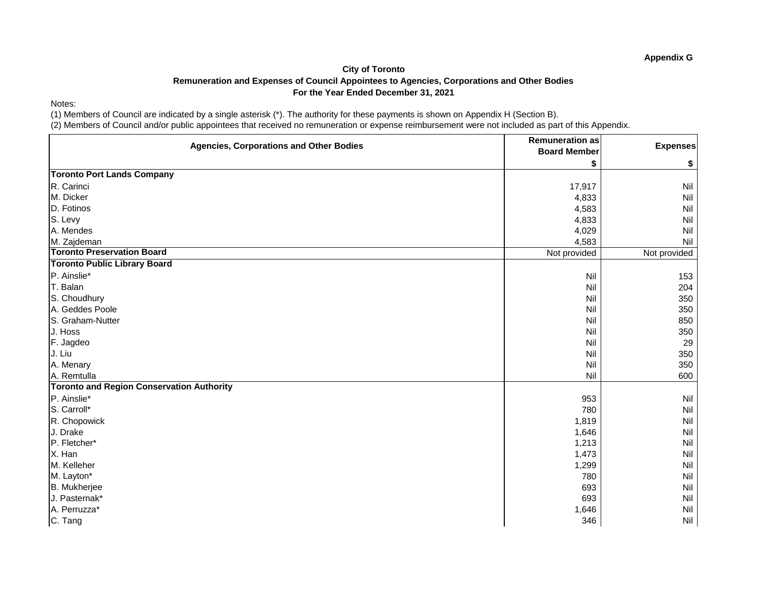**Appendix G**

**City of Toronto**

**Remuneration and Expenses of Council Appointees to Agencies, Corporations and Other Bodies**

**For the Year Ended December 31, 2021**

Notes:

(1) Members of Council are indicated by a single asterisk (*). The authority for these payments is shown on Appendix H (Section B).

(2) Members of Council and/or public appointees that received no remuneration or expense reimbursement were not included as part of this Appendix.

| Agencies, Corporations and Other Bodies | Remuneration as Board Member $ | Expenses $ |
|---|---|---|
| **Toronto Port Lands Company** | | |
| R. Carinci | 17,917 | Nil |
| M. Dicker | 4,833 | Nil |
| D. Fotinos | 4,583 | Nil |
| S. Levy | 4,833 | Nil |
| A. Mendes | 4,029 | Nil |
| M. Zajdeman | 4,583 | Nil |
| **Toronto Preservation Board** | Not provided | Not provided |
| **Toronto Public Library Board** | | |
| P. Ainslie* | Nil | 153 |
| T. Balan | Nil | 204 |
| S. Choudhury | Nil | 350 |
| A. Geddes Poole | Nil | 350 |
| S. Graham-Nutter | Nil | 850 |
| J. Hoss | Nil | 350 |
| F. Jagdeo | Nil | 29 |
| J. Liu | Nil | 350 |
| A. Menary | Nil | 350 |
| A. Remtulla | Nil | 600 |
| **Toronto and Region Conservation Authority** | | |
| P. Ainslie* | 953 | Nil |
| S. Carroll* | 780 | Nil |
| R. Chopowick | 1,819 | Nil |
| J. Drake | 1,646 | Nil |
| P. Fletcher* | 1,213 | Nil |
| X. Han | 1,473 | Nil |
| M. Kelleher | 1,299 | Nil |
| M. Layton* | 780 | Nil |
| B. Mukherjee | 693 | Nil |
| J. Pasternak* | 693 | Nil |
| A. Perruzza* | 1,646 | Nil |
| C. Tang | 346 | Nil |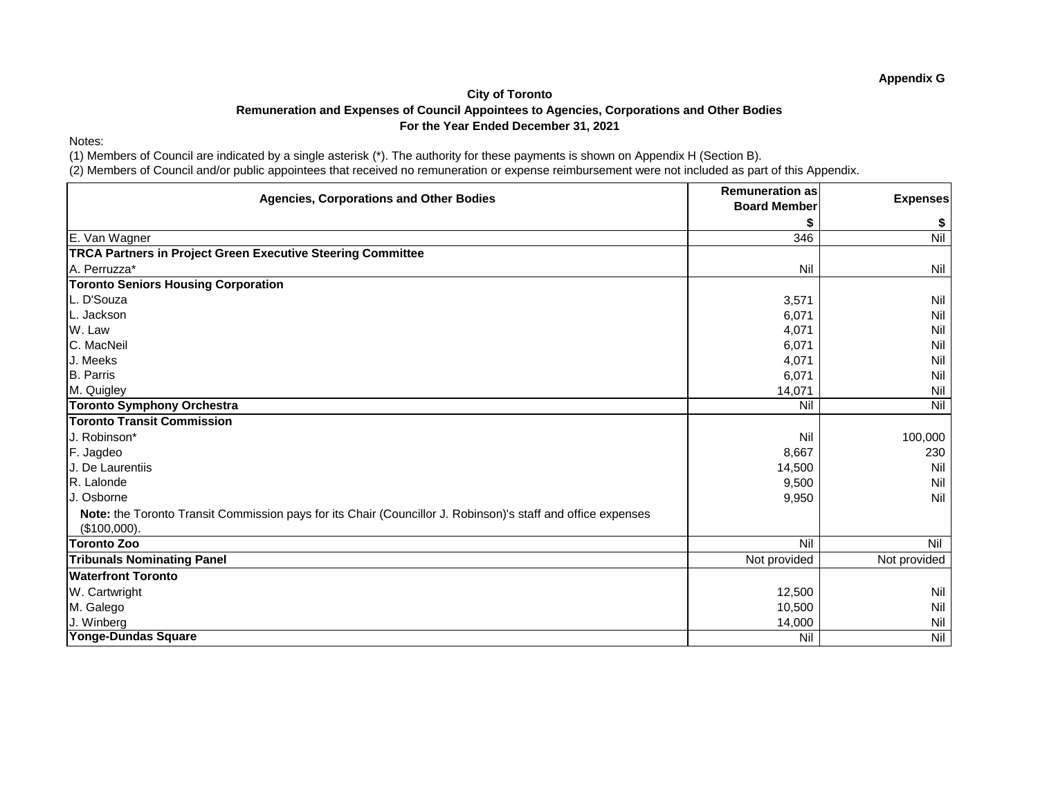**Appendix G**

**City of Toronto**

**Remuneration and Expenses of Council Appointees to Agencies, Corporations and Other Bodies**

**For the Year Ended December 31, 2021**

Notes:

(1) Members of Council are indicated by a single asterisk (*). The authority for these payments is shown on Appendix H (Section B).

(2) Members of Council and/or public appointees that received no remuneration or expense reimbursement were not included as part of this Appendix.

| Agencies, Corporations and Other Bodies | Remuneration as Board Member $ | Expenses $ |
|---|---|---|
| E. Van Wagner | 346 | Nil |
| **TRCA Partners in Project Green Executive Steering Committee** | | |
| A. Perruzza* | Nil | Nil |
| **Toronto Seniors Housing Corporation** | | |
| L. D'Souza | 3,571 | Nil |
| L. Jackson | 6,071 | Nil |
| W. Law | 4,071 | Nil |
| C. MacNeil | 6,071 | Nil |
| J. Meeks | 4,071 | Nil |
| B. Parris | 6,071 | Nil |
| M. Quigley | 14,071 | Nil |
| **Toronto Symphony Orchestra** | Nil | Nil |
| **Toronto Transit Commission** | | |
| J. Robinson* | Nil | 100,000 |
| F. Jagdeo | 8,667 | 230 |
| J. De Laurentiis | 14,500 | Nil |
| R. Lalonde | 9,500 | Nil |
| J. Osborne | 9,950 | Nil |
| **Note:** the Toronto Transit Commission pays for its Chair (Councillor J. Robinson)'s staff and office expenses ($100,000). | | |
| **Toronto Zoo** | Nil | Nil |
| **Tribunals Nominating Panel** | Not provided | Not provided |
| **Waterfront Toronto** | | |
| W. Cartwright | 12,500 | Nil |
| M. Galego | 10,500 | Nil |
| J. Winberg | 14,000 | Nil |
| **Yonge-Dundas Square** | Nil | Nil |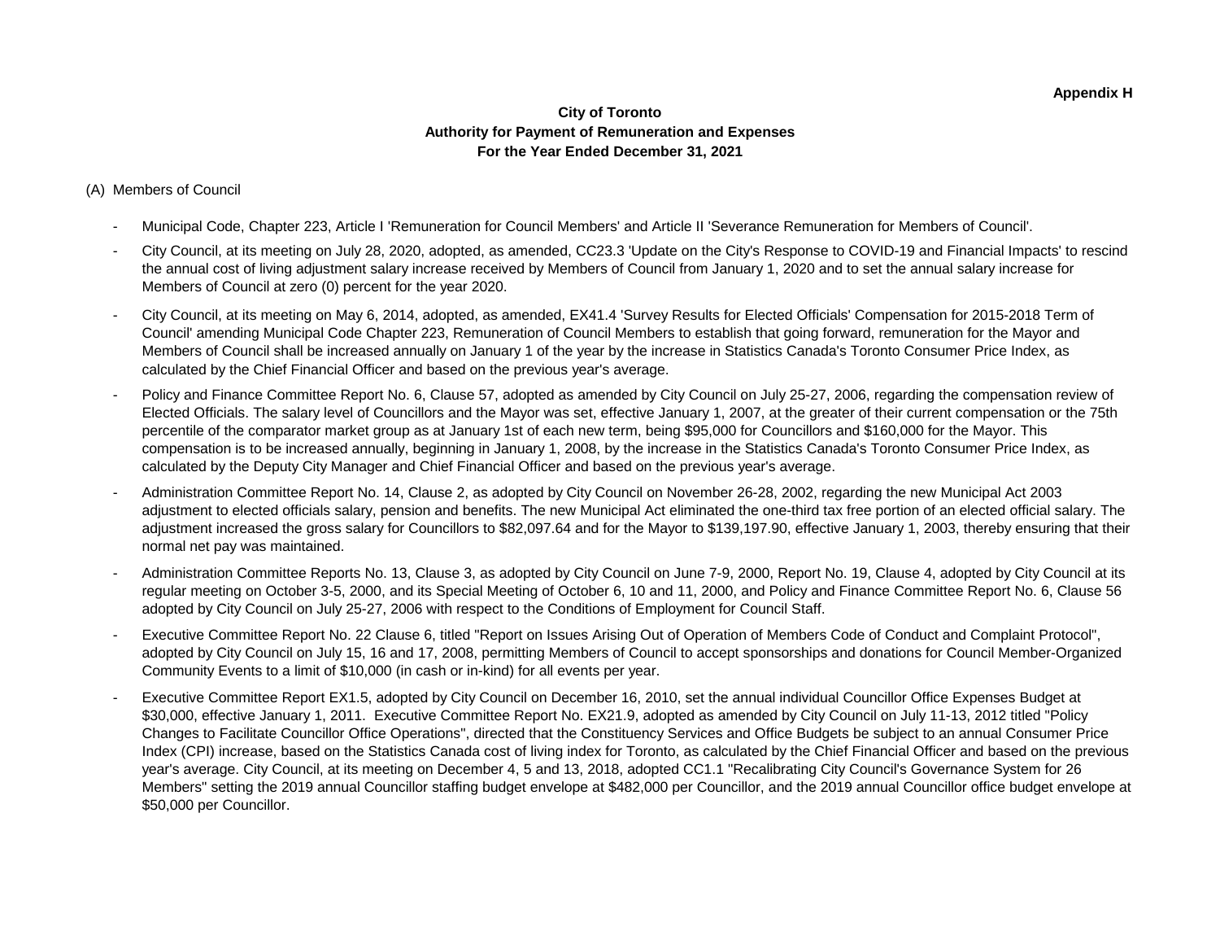**Appendix H**

# City of Toronto
## Authority for Payment of Remuneration and Expenses
## For the Year Ended December 31, 2021

(A) Members of Council

- Municipal Code, Chapter 223, Article I 'Remuneration for Council Members' and Article II 'Severance Remuneration for Members of Council'.
- City Council, at its meeting on July 28, 2020, adopted, as amended, CC23.3 'Update on the City's Response to COVID-19 and Financial Impacts' to rescind the annual cost of living adjustment salary increase received by Members of Council from January 1, 2020 and to set the annual salary increase for Members of Council at zero (0) percent for the year 2020.
- City Council, at its meeting on May 6, 2014, adopted, as amended, EX41.4 'Survey Results for Elected Officials' Compensation for 2015-2018 Term of Council' amending Municipal Code Chapter 223, Remuneration of Council Members to establish that going forward, remuneration for the Mayor and Members of Council shall be increased annually on January 1 of the year by the increase in Statistics Canada's Toronto Consumer Price Index, as calculated by the Chief Financial Officer and based on the previous year's average.
- Policy and Finance Committee Report No. 6, Clause 57, adopted as amended by City Council on July 25-27, 2006, regarding the compensation review of Elected Officials. The salary level of Councillors and the Mayor was set, effective January 1, 2007, at the greater of their current compensation or the 75th percentile of the comparator market group as at January 1st of each new term, being $95,000 for Councillors and $160,000 for the Mayor. This compensation is to be increased annually, beginning in January 1, 2008, by the increase in the Statistics Canada's Toronto Consumer Price Index, as calculated by the Deputy City Manager and Chief Financial Officer and based on the previous year's average.
- Administration Committee Report No. 14, Clause 2, as adopted by City Council on November 26-28, 2002, regarding the new Municipal Act 2003 adjustment to elected officials salary, pension and benefits. The new Municipal Act eliminated the one-third tax free portion of an elected official salary. The adjustment increased the gross salary for Councillors to $82,097.64 and for the Mayor to $139,197.90, effective January 1, 2003, thereby ensuring that their normal net pay was maintained.
- Administration Committee Reports No. 13, Clause 3, as adopted by City Council on June 7-9, 2000, Report No. 19, Clause 4, adopted by City Council at its regular meeting on October 3-5, 2000, and its Special Meeting of October 6, 10 and 11, 2000, and Policy and Finance Committee Report No. 6, Clause 56 adopted by City Council on July 25-27, 2006 with respect to the Conditions of Employment for Council Staff.
- Executive Committee Report No. 22 Clause 6, titled "Report on Issues Arising Out of Operation of Members Code of Conduct and Complaint Protocol", adopted by City Council on July 15, 16 and 17, 2008, permitting Members of Council to accept sponsorships and donations for Council Member-Organized Community Events to a limit of $10,000 (in cash or in-kind) for all events per year.
- Executive Committee Report EX1.5, adopted by City Council on December 16, 2010, set the annual individual Councillor Office Expenses Budget at $30,000, effective January 1, 2011. Executive Committee Report No. EX21.9, adopted as amended by City Council on July 11-13, 2012 titled "Policy Changes to Facilitate Councillor Office Operations", directed that the Constituency Services and Office Budgets be subject to an annual Consumer Price Index (CPI) increase, based on the Statistics Canada cost of living index for Toronto, as calculated by the Chief Financial Officer and based on the previous year's average. City Council, at its meeting on December 4, 5 and 13, 2018, adopted CC1.1 "Recalibrating City Council's Governance System for 26 Members" setting the 2019 annual Councillor staffing budget envelope at $482,000 per Councillor, and the 2019 annual Councillor office budget envelope at $50,000 per Councillor.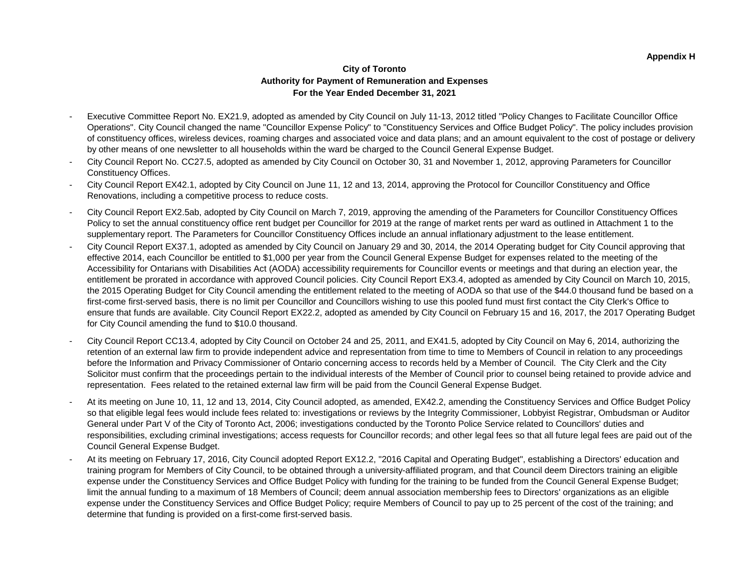**Appendix H**

**City of Toronto**
**Authority for Payment of Remuneration and Expenses**
**For the Year Ended December 31, 2021**

- Executive Committee Report No. EX21.9, adopted as amended by City Council on July 11-13, 2012 titled "Policy Changes to Facilitate Councillor Office Operations". City Council changed the name "Councillor Expense Policy" to "Constituency Services and Office Budget Policy". The policy includes provision of constituency offices, wireless devices, roaming charges and associated voice and data plans; and an amount equivalent to the cost of postage or delivery by other means of one newsletter to all households within the ward be charged to the Council General Expense Budget.
- City Council Report No. CC27.5, adopted as amended by City Council on October 30, 31 and November 1, 2012, approving Parameters for Councillor Constituency Offices.
- City Council Report EX42.1, adopted by City Council on June 11, 12 and 13, 2014, approving the Protocol for Councillor Constituency and Office Renovations, including a competitive process to reduce costs.
- City Council Report EX2.5ab, adopted by City Council on March 7, 2019, approving the amending of the Parameters for Councillor Constituency Offices Policy to set the annual constituency office rent budget per Councillor for 2019 at the range of market rents per ward as outlined in Attachment 1 to the supplementary report. The Parameters for Councillor Constituency Offices include an annual inflationary adjustment to the lease entitlement.
- City Council Report EX37.1, adopted as amended by City Council on January 29 and 30, 2014, the 2014 Operating budget for City Council approving that effective 2014, each Councillor be entitled to $1,000 per year from the Council General Expense Budget for expenses related to the meeting of the Accessibility for Ontarians with Disabilities Act (AODA) accessibility requirements for Councillor events or meetings and that during an election year, the entitlement be prorated in accordance with approved Council policies. City Council Report EX3.4, adopted as amended by City Council on March 10, 2015, the 2015 Operating Budget for City Council amending the entitlement related to the meeting of AODA so that use of the $44.0 thousand fund be based on a first-come first-served basis, there is no limit per Councillor and Councillors wishing to use this pooled fund must first contact the City Clerk's Office to ensure that funds are available. City Council Report EX22.2, adopted as amended by City Council on February 15 and 16, 2017, the 2017 Operating Budget for City Council amending the fund to $10.0 thousand.
- City Council Report CC13.4, adopted by City Council on October 24 and 25, 2011, and EX41.5, adopted by City Council on May 6, 2014, authorizing the retention of an external law firm to provide independent advice and representation from time to time to Members of Council in relation to any proceedings before the Information and Privacy Commissioner of Ontario concerning access to records held by a Member of Council. The City Clerk and the City Solicitor must confirm that the proceedings pertain to the individual interests of the Member of Council prior to counsel being retained to provide advice and representation. Fees related to the retained external law firm will be paid from the Council General Expense Budget.
- At its meeting on June 10, 11, 12 and 13, 2014, City Council adopted, as amended, EX42.2, amending the Constituency Services and Office Budget Policy so that eligible legal fees would include fees related to: investigations or reviews by the Integrity Commissioner, Lobbyist Registrar, Ombudsman or Auditor General under Part V of the City of Toronto Act, 2006; investigations conducted by the Toronto Police Service related to Councillors' duties and responsibilities, excluding criminal investigations; access requests for Councillor records; and other legal fees so that all future legal fees are paid out of the Council General Expense Budget.
- At its meeting on February 17, 2016, City Council adopted Report EX12.2, "2016 Capital and Operating Budget", establishing a Directors' education and training program for Members of City Council, to be obtained through a university-affiliated program, and that Council deem Directors training an eligible expense under the Constituency Services and Office Budget Policy with funding for the training to be funded from the Council General Expense Budget; limit the annual funding to a maximum of 18 Members of Council; deem annual association membership fees to Directors' organizations as an eligible expense under the Constituency Services and Office Budget Policy; require Members of Council to pay up to 25 percent of the cost of the training; and determine that funding is provided on a first-come first-served basis.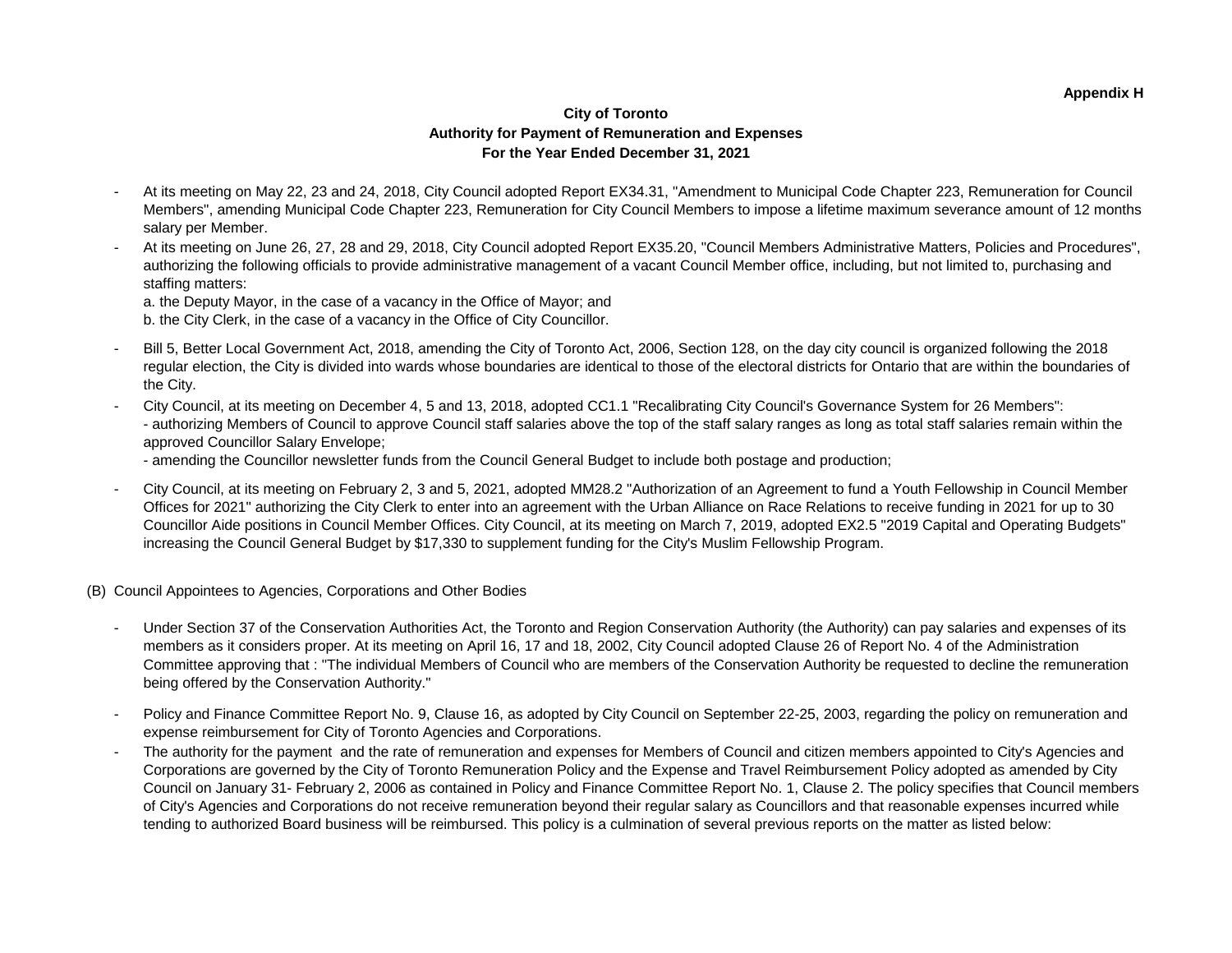Appendix H

**City of Toronto**
**Authority for Payment of Remuneration and Expenses**
**For the Year Ended December 31, 2021**

- At its meeting on May 22, 23 and 24, 2018, City Council adopted Report EX34.31, "Amendment to Municipal Code Chapter 223, Remuneration for Council Members", amending Municipal Code Chapter 223, Remuneration for City Council Members to impose a lifetime maximum severance amount of 12 months salary per Member.
- At its meeting on June 26, 27, 28 and 29, 2018, City Council adopted Report EX35.20, "Council Members Administrative Matters, Policies and Procedures", authorizing the following officials to provide administrative management of a vacant Council Member office, including, but not limited to, purchasing and staffing matters:
  a. the Deputy Mayor, in the case of a vacancy in the Office of Mayor; and
  b. the City Clerk, in the case of a vacancy in the Office of City Councillor.
- Bill 5, Better Local Government Act, 2018, amending the City of Toronto Act, 2006, Section 128, on the day city council is organized following the 2018 regular election, the City is divided into wards whose boundaries are identical to those of the electoral districts for Ontario that are within the boundaries of the City.
- City Council, at its meeting on December 4, 5 and 13, 2018, adopted CC1.1 "Recalibrating City Council's Governance System for 26 Members":
  - authorizing Members of Council to approve Council staff salaries above the top of the staff salary ranges as long as total staff salaries remain within the approved Councillor Salary Envelope;
  - amending the Councillor newsletter funds from the Council General Budget to include both postage and production;
- City Council, at its meeting on February 2, 3 and 5, 2021, adopted MM28.2 "Authorization of an Agreement to fund a Youth Fellowship in Council Member Offices for 2021" authorizing the City Clerk to enter into an agreement with the Urban Alliance on Race Relations to receive funding in 2021 for up to 30 Councillor Aide positions in Council Member Offices. City Council, at its meeting on March 7, 2019, adopted EX2.5 "2019 Capital and Operating Budgets" increasing the Council General Budget by $17,330 to supplement funding for the City's Muslim Fellowship Program.

(B) Council Appointees to Agencies, Corporations and Other Bodies

- Under Section 37 of the Conservation Authorities Act, the Toronto and Region Conservation Authority (the Authority) can pay salaries and expenses of its members as it considers proper. At its meeting on April 16, 17 and 18, 2002, City Council adopted Clause 26 of Report No. 4 of the Administration Committee approving that : "The individual Members of Council who are members of the Conservation Authority be requested to decline the remuneration being offered by the Conservation Authority."
- Policy and Finance Committee Report No. 9, Clause 16, as adopted by City Council on September 22-25, 2003, regarding the policy on remuneration and expense reimbursement for City of Toronto Agencies and Corporations.
- The authority for the payment and the rate of remuneration and expenses for Members of Council and citizen members appointed to City's Agencies and Corporations are governed by the City of Toronto Remuneration Policy and the Expense and Travel Reimbursement Policy adopted as amended by City Council on January 31- February 2, 2006 as contained in Policy and Finance Committee Report No. 1, Clause 2. The policy specifies that Council members of City's Agencies and Corporations do not receive remuneration beyond their regular salary as Councillors and that reasonable expenses incurred while tending to authorized Board business will be reimbursed. This policy is a culmination of several previous reports on the matter as listed below: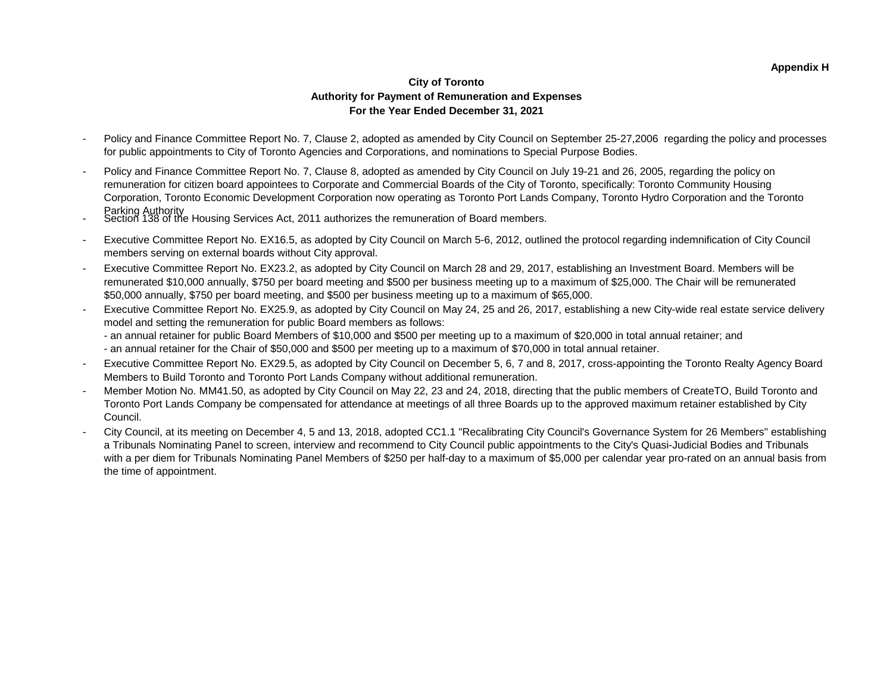**Appendix H**

**City of Toronto**
**Authority for Payment of Remuneration and Expenses**
**For the Year Ended December 31, 2021**

- Policy and Finance Committee Report No. 7, Clause 2, adopted as amended by City Council on September 25-27,2006 regarding the policy and processes for public appointments to City of Toronto Agencies and Corporations, and nominations to Special Purpose Bodies.
- Policy and Finance Committee Report No. 7, Clause 8, adopted as amended by City Council on July 19-21 and 26, 2005, regarding the policy on remuneration for citizen board appointees to Corporate and Commercial Boards of the City of Toronto, specifically: Toronto Community Housing Corporation, Toronto Economic Development Corporation now operating as Toronto Port Lands Company, Toronto Hydro Corporation and the Toronto Parking Authority
- Section 138 of the Housing Services Act, 2011 authorizes the remuneration of Board members.
- Executive Committee Report No. EX16.5, as adopted by City Council on March 5-6, 2012, outlined the protocol regarding indemnification of City Council members serving on external boards without City approval.
- Executive Committee Report No. EX23.2, as adopted by City Council on March 28 and 29, 2017, establishing an Investment Board. Members will be remunerated $10,000 annually, $750 per board meeting and $500 per business meeting up to a maximum of $25,000. The Chair will be remunerated $50,000 annually, $750 per board meeting, and $500 per business meeting up to a maximum of $65,000.
- Executive Committee Report No. EX25.9, as adopted by City Council on May 24, 25 and 26, 2017, establishing a new City-wide real estate service delivery model and setting the remuneration for public Board members as follows:
  - an annual retainer for public Board Members of $10,000 and $500 per meeting up to a maximum of $20,000 in total annual retainer; and
  - an annual retainer for the Chair of $50,000 and $500 per meeting up to a maximum of $70,000 in total annual retainer.
- Executive Committee Report No. EX29.5, as adopted by City Council on December 5, 6, 7 and 8, 2017, cross-appointing the Toronto Realty Agency Board Members to Build Toronto and Toronto Port Lands Company without additional remuneration.
- Member Motion No. MM41.50, as adopted by City Council on May 22, 23 and 24, 2018, directing that the public members of CreateTO, Build Toronto and Toronto Port Lands Company be compensated for attendance at meetings of all three Boards up to the approved maximum retainer established by City Council.
- City Council, at its meeting on December 4, 5 and 13, 2018, adopted CC1.1 "Recalibrating City Council's Governance System for 26 Members" establishing a Tribunals Nominating Panel to screen, interview and recommend to City Council public appointments to the City's Quasi-Judicial Bodies and Tribunals with a per diem for Tribunals Nominating Panel Members of $250 per half-day to a maximum of $5,000 per calendar year pro-rated on an annual basis from the time of appointment.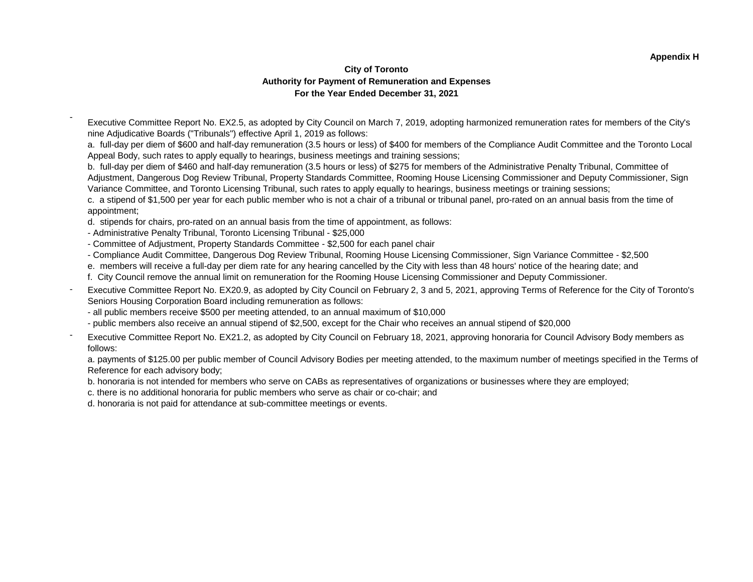**Appendix H**

**City of Toronto**
**Authority for Payment of Remuneration and Expenses**
**For the Year Ended December 31, 2021**

- Executive Committee Report No. EX2.5, as adopted by City Council on March 7, 2019, adopting harmonized remuneration rates for members of the City's nine Adjudicative Boards ("Tribunals") effective April 1, 2019 as follows:
  a. full-day per diem of $600 and half-day remuneration (3.5 hours or less) of $400 for members of the Compliance Audit Committee and the Toronto Local Appeal Body, such rates to apply equally to hearings, business meetings and training sessions;
  b. full-day per diem of $460 and half-day remuneration (3.5 hours or less) of $275 for members of the Administrative Penalty Tribunal, Committee of Adjustment, Dangerous Dog Review Tribunal, Property Standards Committee, Rooming House Licensing Commissioner and Deputy Commissioner, Sign Variance Committee, and Toronto Licensing Tribunal, such rates to apply equally to hearings, business meetings or training sessions;
  c. a stipend of $1,500 per year for each public member who is not a chair of a tribunal or tribunal panel, pro-rated on an annual basis from the time of appointment;
  d. stipends for chairs, pro-rated on an annual basis from the time of appointment, as follows:
  - Administrative Penalty Tribunal, Toronto Licensing Tribunal - $25,000
  - Committee of Adjustment, Property Standards Committee - $2,500 for each panel chair
  - Compliance Audit Committee, Dangerous Dog Review Tribunal, Rooming House Licensing Commissioner, Sign Variance Committee - $2,500

  e. members will receive a full-day per diem rate for any hearing cancelled by the City with less than 48 hours' notice of the hearing date; and
  f. City Council remove the annual limit on remuneration for the Rooming House Licensing Commissioner and Deputy Commissioner.
- Executive Committee Report No. EX20.9, as adopted by City Council on February 2, 3 and 5, 2021, approving Terms of Reference for the City of Toronto's Seniors Housing Corporation Board including remuneration as follows:
  - all public members receive $500 per meeting attended, to an annual maximum of $10,000
  - public members also receive an annual stipend of $2,500, except for the Chair who receives an annual stipend of $20,000
- Executive Committee Report No. EX21.2, as adopted by City Council on February 18, 2021, approving honoraria for Council Advisory Body members as follows:
  a. payments of $125.00 per public member of Council Advisory Bodies per meeting attended, to the maximum number of meetings specified in the Terms of Reference for each advisory body;
  b. honoraria is not intended for members who serve on CABs as representatives of organizations or businesses where they are employed;
  c. there is no additional honoraria for public members who serve as chair or co-chair; and
  d. honoraria is not paid for attendance at sub-committee meetings or events.